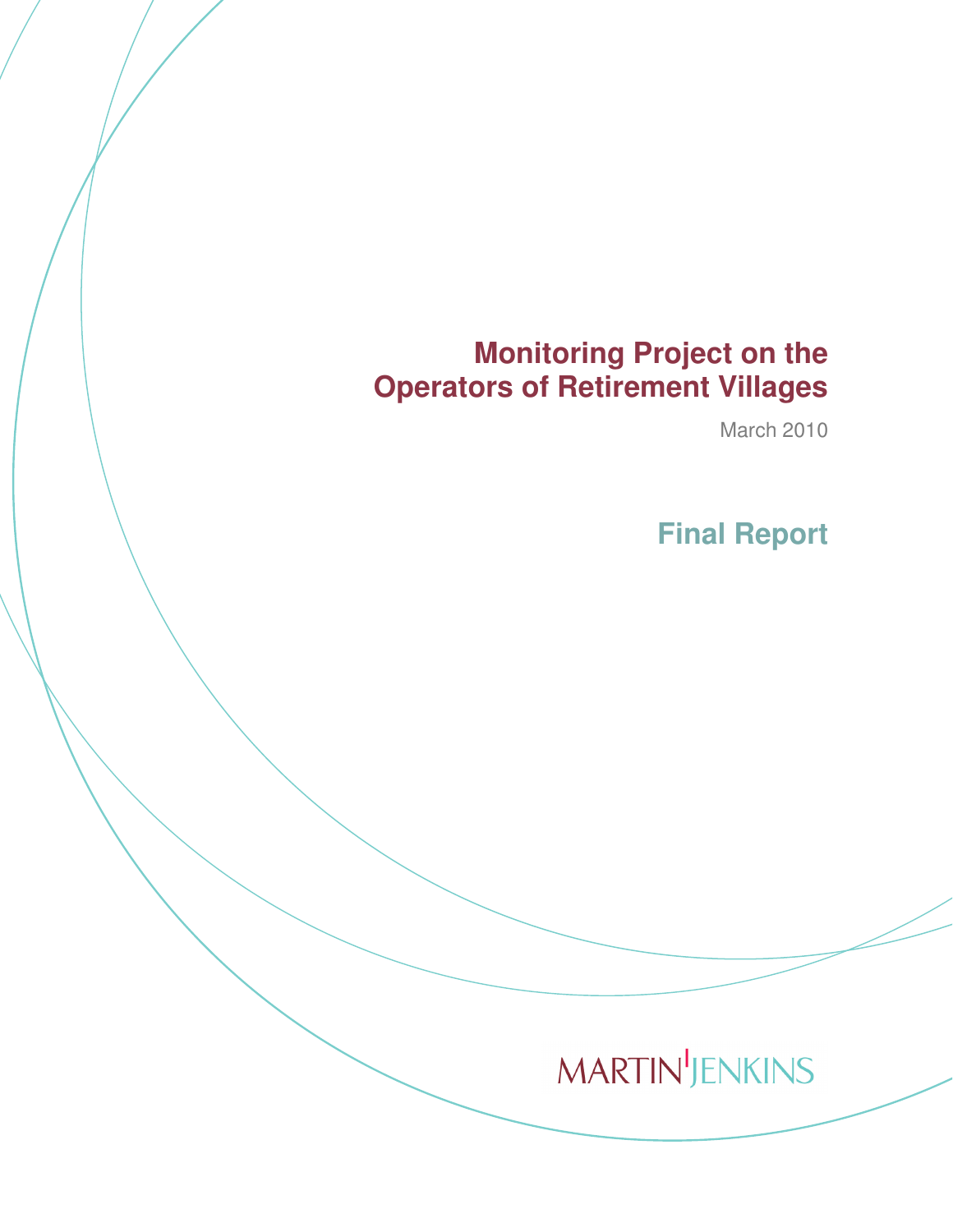# Monitoring Project on the Operators of Retirement Villages

March 2010

## Final Report

MARTIN JENKINS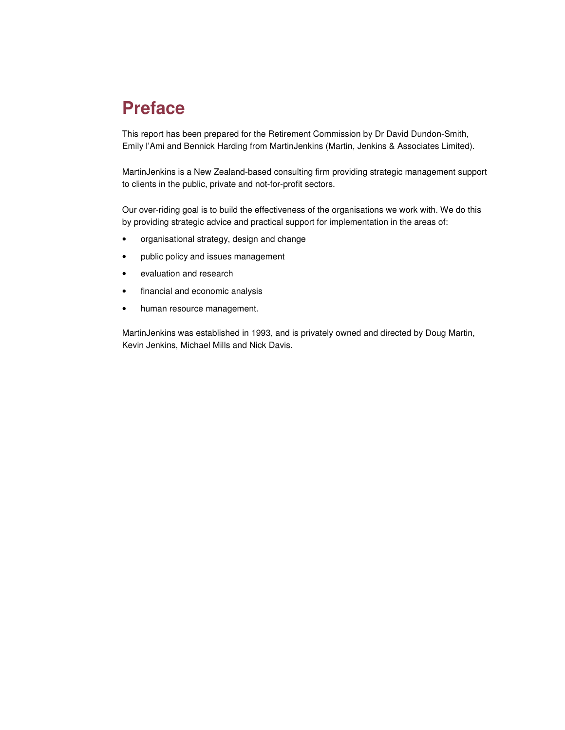# Preface

This report has been prepared for the Retirement Commission by Dr David Dundon-Smith, Emily I'Ami and Bennick Harding from MartinJenkins (Martin, Jenkins & Associates Limited).

MartinJenkins is a New Zealand-based consulting firm providing strategic management support to clients in the public, private and not-for-profit sectors.

Our over-riding goal is to build the effectiveness of the organisations we work with. We do this by providing strategic advice and practical support for implementation in the areas of:

- organisational strategy, design and change
- public policy and issues management
- evaluation and research
- financial and economic analysis
- human resource management.

MartinJenkins was established in 1993, and is privately owned and directed by Doug Martin, Kevin Jenkins, Michael Mills and Nick Davis.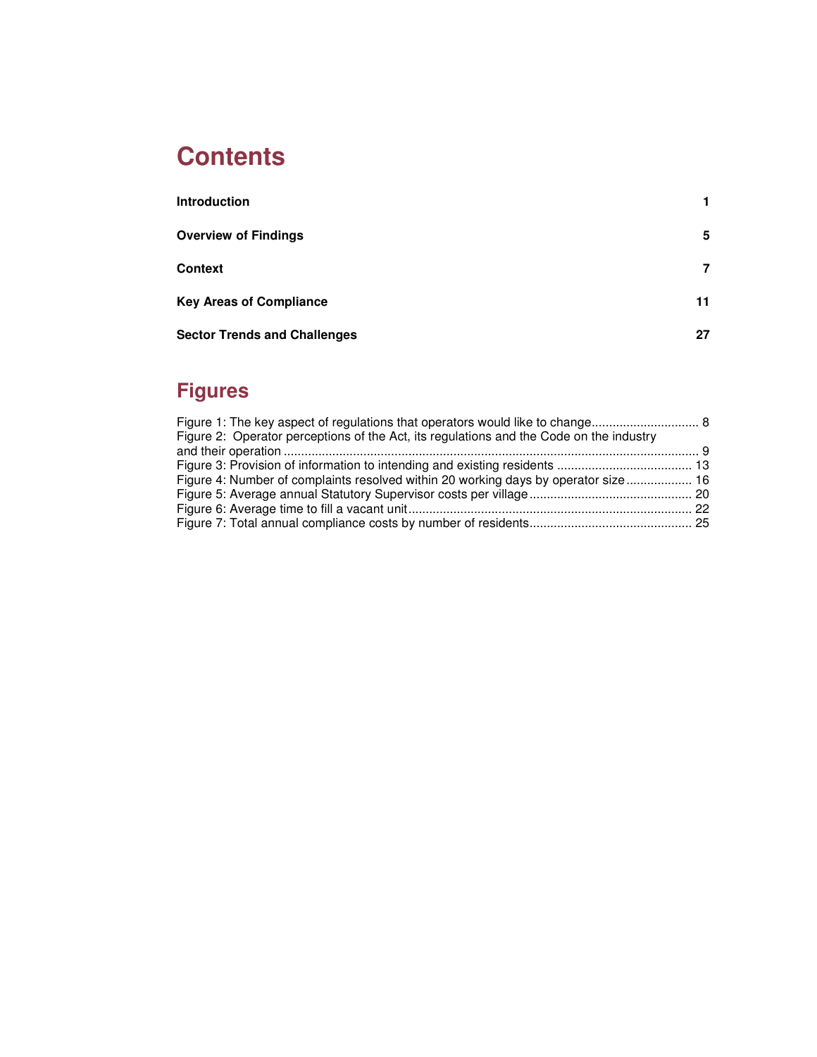# Contents

| | |
|---|---|
| **Introduction** | **1** |
| **Overview of Findings** | **5** |
| **Context** | **7** |
| **Key Areas of Compliance** | **11** |
| **Sector Trends and Challenges** | **27** |

# Figures

Figure 1: The key aspect of regulations that operators would like to change .............................. 8
Figure 2: Operator perceptions of the Act, its regulations and the Code on the industry and their operation ............................................................................................................. 9
Figure 3: Provision of information to intending and existing residents ...................................... 13
Figure 4: Number of complaints resolved within 20 working days by operator size ................... 16
Figure 5: Average annual Statutory Supervisor costs per village .............................................. 20
Figure 6: Average time to fill a vacant unit ................................................................................ 22
Figure 7: Total annual compliance costs by number of residents .............................................. 25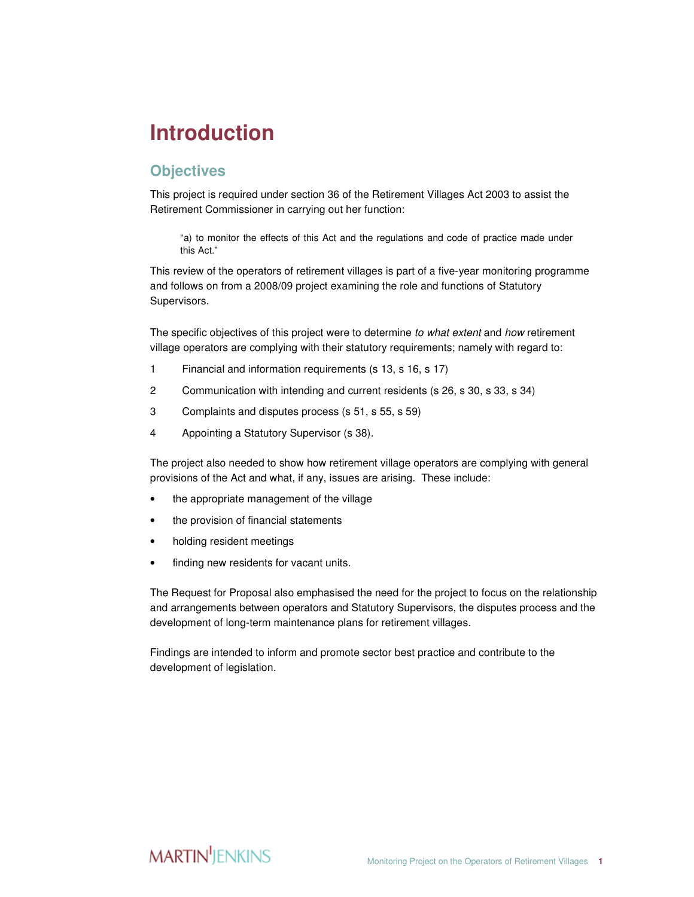# Introduction

## Objectives

This project is required under section 36 of the Retirement Villages Act 2003 to assist the Retirement Commissioner in carrying out her function:

> "a) to monitor the effects of this Act and the regulations and code of practice made under this Act."

This review of the operators of retirement villages is part of a five-year monitoring programme and follows on from a 2008/09 project examining the role and functions of Statutory Supervisors.

The specific objectives of this project were to determine *to what extent* and *how* retirement village operators are complying with their statutory requirements; namely with regard to:

1. Financial and information requirements (s 13, s 16, s 17)
2. Communication with intending and current residents (s 26, s 30, s 33, s 34)
3. Complaints and disputes process (s 51, s 55, s 59)
4. Appointing a Statutory Supervisor (s 38).

The project also needed to show how retirement village operators are complying with general provisions of the Act and what, if any, issues are arising. These include:

- the appropriate management of the village
- the provision of financial statements
- holding resident meetings
- finding new residents for vacant units.

The Request for Proposal also emphasised the need for the project to focus on the relationship and arrangements between operators and Statutory Supervisors, the disputes process and the development of long-term maintenance plans for retirement villages.

Findings are intended to inform and promote sector best practice and contribute to the development of legislation.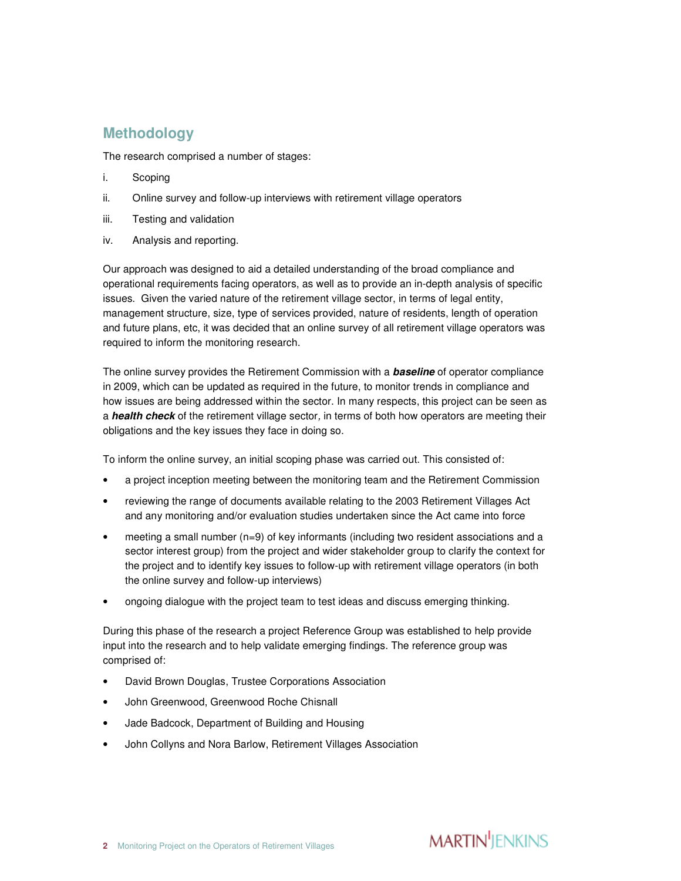## Methodology

The research comprised a number of stages:

i. Scoping

ii. Online survey and follow-up interviews with retirement village operators

iii. Testing and validation

iv. Analysis and reporting.

Our approach was designed to aid a detailed understanding of the broad compliance and operational requirements facing operators, as well as to provide an in-depth analysis of specific issues. Given the varied nature of the retirement village sector, in terms of legal entity, management structure, size, type of services provided, nature of residents, length of operation and future plans, etc, it was decided that an online survey of all retirement village operators was required to inform the monitoring research.

The online survey provides the Retirement Commission with a ***baseline*** of operator compliance in 2009, which can be updated as required in the future, to monitor trends in compliance and how issues are being addressed within the sector. In many respects, this project can be seen as a ***health check*** of the retirement village sector, in terms of both how operators are meeting their obligations and the key issues they face in doing so.

To inform the online survey, an initial scoping phase was carried out. This consisted of:

- a project inception meeting between the monitoring team and the Retirement Commission
- reviewing the range of documents available relating to the 2003 Retirement Villages Act and any monitoring and/or evaluation studies undertaken since the Act came into force
- meeting a small number (n=9) of key informants (including two resident associations and a sector interest group) from the project and wider stakeholder group to clarify the context for the project and to identify key issues to follow-up with retirement village operators (in both the online survey and follow-up interviews)
- ongoing dialogue with the project team to test ideas and discuss emerging thinking.

During this phase of the research a project Reference Group was established to help provide input into the research and to help validate emerging findings. The reference group was comprised of:

- David Brown Douglas, Trustee Corporations Association
- John Greenwood, Greenwood Roche Chisnall
- Jade Badcock, Department of Building and Housing
- John Collyns and Nora Barlow, Retirement Villages Association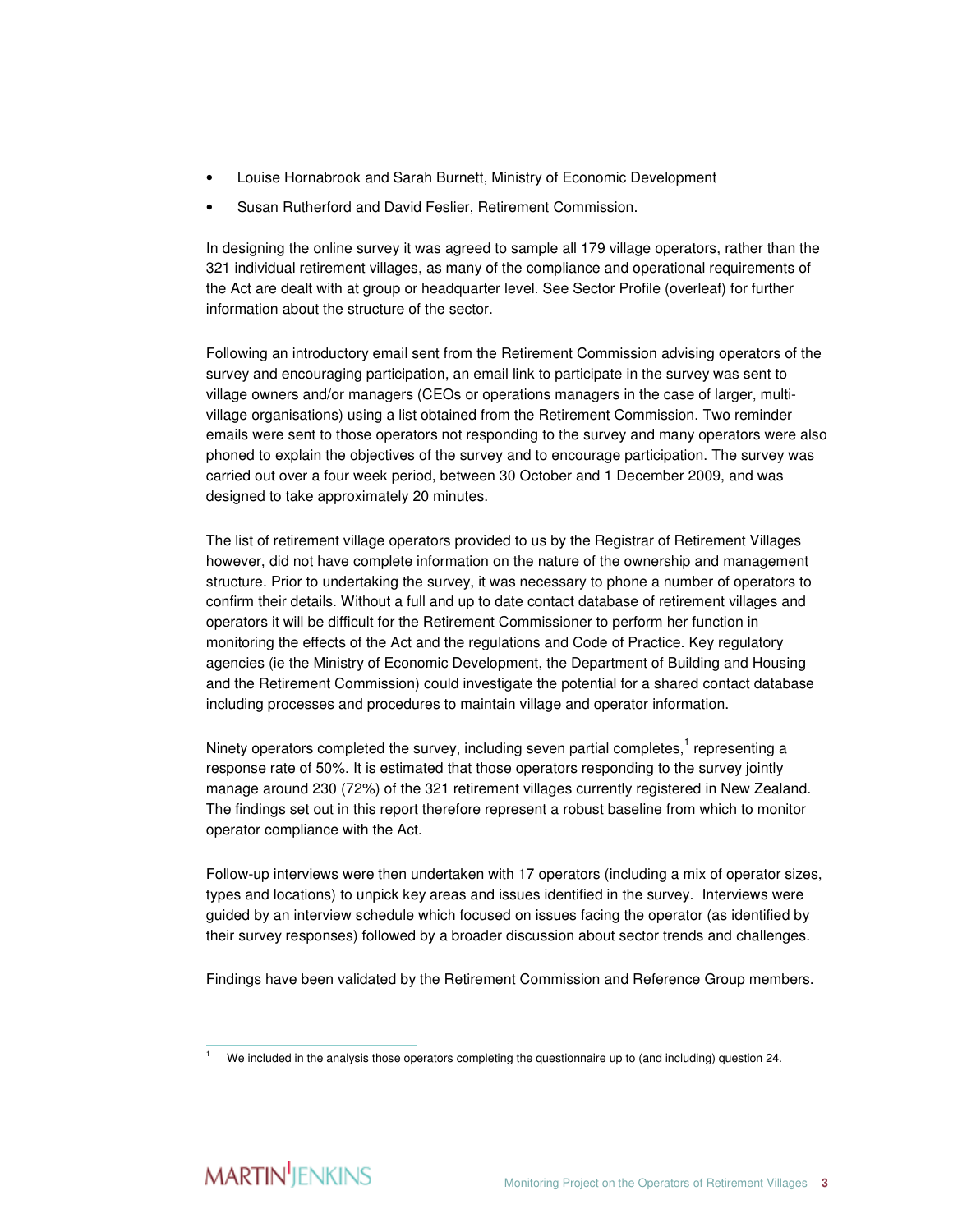- Louise Hornabrook and Sarah Burnett, Ministry of Economic Development
- Susan Rutherford and David Feslier, Retirement Commission.

In designing the online survey it was agreed to sample all 179 village operators, rather than the 321 individual retirement villages, as many of the compliance and operational requirements of the Act are dealt with at group or headquarter level. See Sector Profile (overleaf) for further information about the structure of the sector.

Following an introductory email sent from the Retirement Commission advising operators of the survey and encouraging participation, an email link to participate in the survey was sent to village owners and/or managers (CEOs or operations managers in the case of larger, multi-village organisations) using a list obtained from the Retirement Commission. Two reminder emails were sent to those operators not responding to the survey and many operators were also phoned to explain the objectives of the survey and to encourage participation. The survey was carried out over a four week period, between 30 October and 1 December 2009, and was designed to take approximately 20 minutes.

The list of retirement village operators provided to us by the Registrar of Retirement Villages however, did not have complete information on the nature of the ownership and management structure. Prior to undertaking the survey, it was necessary to phone a number of operators to confirm their details. Without a full and up to date contact database of retirement villages and operators it will be difficult for the Retirement Commissioner to perform her function in monitoring the effects of the Act and the regulations and Code of Practice. Key regulatory agencies (ie the Ministry of Economic Development, the Department of Building and Housing and the Retirement Commission) could investigate the potential for a shared contact database including processes and procedures to maintain village and operator information.

Ninety operators completed the survey, including seven partial completes,[1] representing a response rate of 50%. It is estimated that those operators responding to the survey jointly manage around 230 (72%) of the 321 retirement villages currently registered in New Zealand. The findings set out in this report therefore represent a robust baseline from which to monitor operator compliance with the Act.

Follow-up interviews were then undertaken with 17 operators (including a mix of operator sizes, types and locations) to unpick key areas and issues identified in the survey. Interviews were guided by an interview schedule which focused on issues facing the operator (as identified by their survey responses) followed by a broader discussion about sector trends and challenges.

Findings have been validated by the Retirement Commission and Reference Group members.

[1] We included in the analysis those operators completing the questionnaire up to (and including) question 24.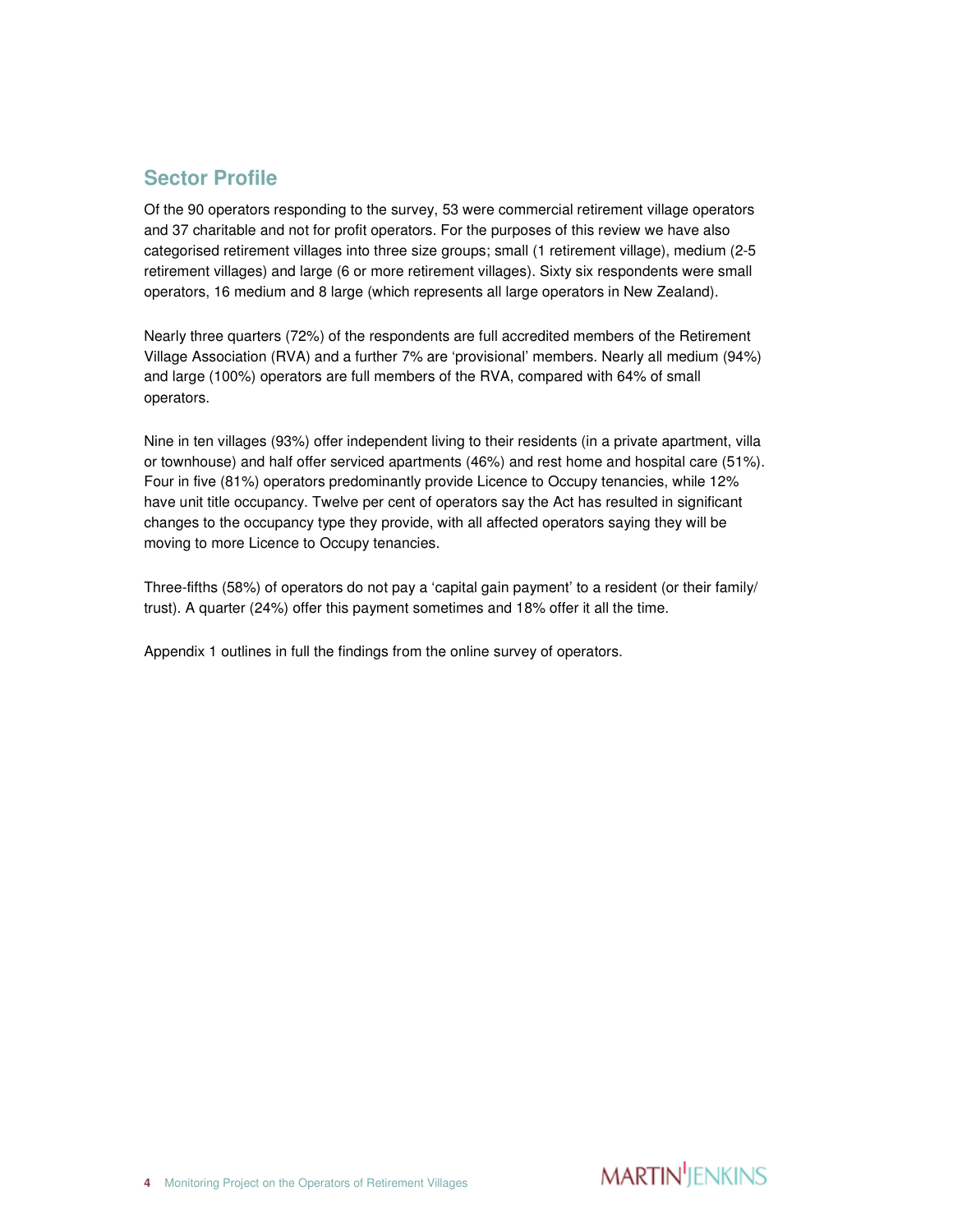## Sector Profile

Of the 90 operators responding to the survey, 53 were commercial retirement village operators and 37 charitable and not for profit operators. For the purposes of this review we have also categorised retirement villages into three size groups; small (1 retirement village), medium (2-5 retirement villages) and large (6 or more retirement villages). Sixty six respondents were small operators, 16 medium and 8 large (which represents all large operators in New Zealand).

Nearly three quarters (72%) of the respondents are full accredited members of the Retirement Village Association (RVA) and a further 7% are 'provisional' members. Nearly all medium (94%) and large (100%) operators are full members of the RVA, compared with 64% of small operators.

Nine in ten villages (93%) offer independent living to their residents (in a private apartment, villa or townhouse) and half offer serviced apartments (46%) and rest home and hospital care (51%). Four in five (81%) operators predominantly provide Licence to Occupy tenancies, while 12% have unit title occupancy. Twelve per cent of operators say the Act has resulted in significant changes to the occupancy type they provide, with all affected operators saying they will be moving to more Licence to Occupy tenancies.

Three-fifths (58%) of operators do not pay a 'capital gain payment' to a resident (or their family/ trust). A quarter (24%) offer this payment sometimes and 18% offer it all the time.

Appendix 1 outlines in full the findings from the online survey of operators.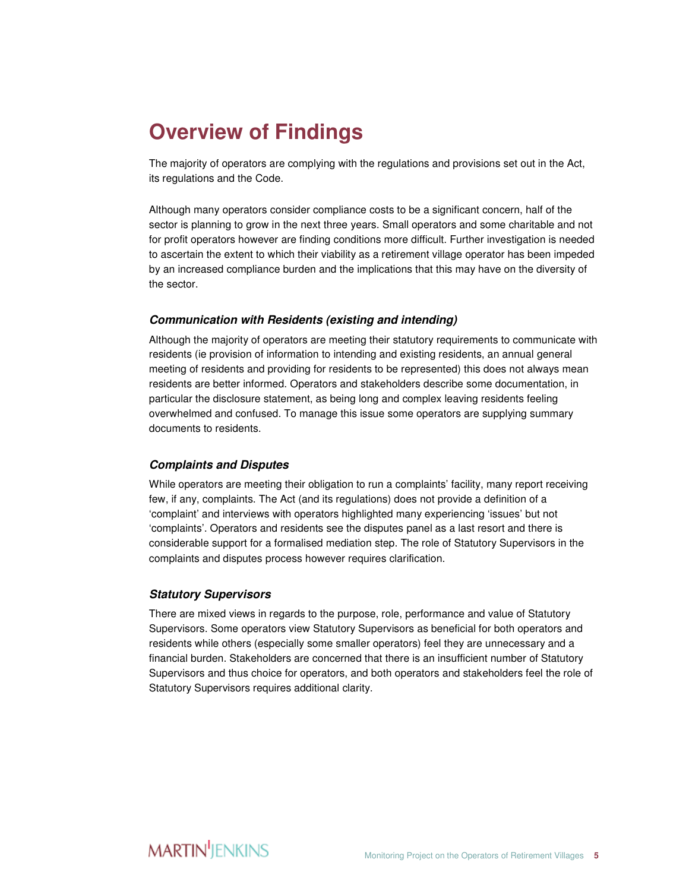# Overview of Findings

The majority of operators are complying with the regulations and provisions set out in the Act, its regulations and the Code.

Although many operators consider compliance costs to be a significant concern, half of the sector is planning to grow in the next three years. Small operators and some charitable and not for profit operators however are finding conditions more difficult. Further investigation is needed to ascertain the extent to which their viability as a retirement village operator has been impeded by an increased compliance burden and the implications that this may have on the diversity of the sector.

### *Communication with Residents (existing and intending)*

Although the majority of operators are meeting their statutory requirements to communicate with residents (ie provision of information to intending and existing residents, an annual general meeting of residents and providing for residents to be represented) this does not always mean residents are better informed. Operators and stakeholders describe some documentation, in particular the disclosure statement, as being long and complex leaving residents feeling overwhelmed and confused. To manage this issue some operators are supplying summary documents to residents.

### *Complaints and Disputes*

While operators are meeting their obligation to run a complaints' facility, many report receiving few, if any, complaints. The Act (and its regulations) does not provide a definition of a 'complaint' and interviews with operators highlighted many experiencing 'issues' but not 'complaints'. Operators and residents see the disputes panel as a last resort and there is considerable support for a formalised mediation step. The role of Statutory Supervisors in the complaints and disputes process however requires clarification.

### *Statutory Supervisors*

There are mixed views in regards to the purpose, role, performance and value of Statutory Supervisors. Some operators view Statutory Supervisors as beneficial for both operators and residents while others (especially some smaller operators) feel they are unnecessary and a financial burden. Stakeholders are concerned that there is an insufficient number of Statutory Supervisors and thus choice for operators, and both operators and stakeholders feel the role of Statutory Supervisors requires additional clarity.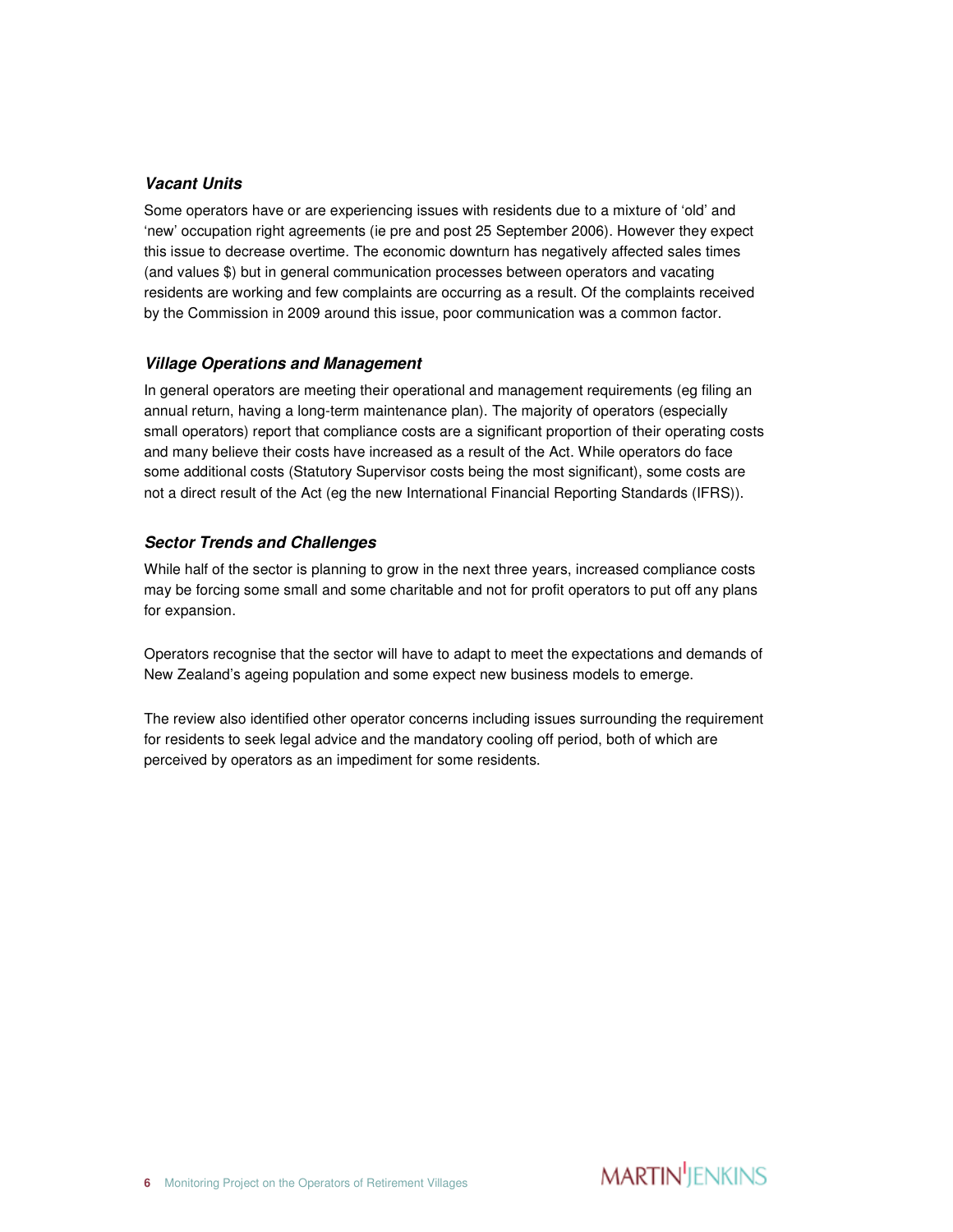### *Vacant Units*

Some operators have or are experiencing issues with residents due to a mixture of 'old' and 'new' occupation right agreements (ie pre and post 25 September 2006). However they expect this issue to decrease overtime. The economic downturn has negatively affected sales times (and values $) but in general communication processes between operators and vacating residents are working and few complaints are occurring as a result. Of the complaints received by the Commission in 2009 around this issue, poor communication was a common factor.

### *Village Operations and Management*

In general operators are meeting their operational and management requirements (eg filing an annual return, having a long-term maintenance plan). The majority of operators (especially small operators) report that compliance costs are a significant proportion of their operating costs and many believe their costs have increased as a result of the Act. While operators do face some additional costs (Statutory Supervisor costs being the most significant), some costs are not a direct result of the Act (eg the new International Financial Reporting Standards (IFRS)).

### *Sector Trends and Challenges*

While half of the sector is planning to grow in the next three years, increased compliance costs may be forcing some small and some charitable and not for profit operators to put off any plans for expansion.

Operators recognise that the sector will have to adapt to meet the expectations and demands of New Zealand's ageing population and some expect new business models to emerge.

The review also identified other operator concerns including issues surrounding the requirement for residents to seek legal advice and the mandatory cooling off period, both of which are perceived by operators as an impediment for some residents.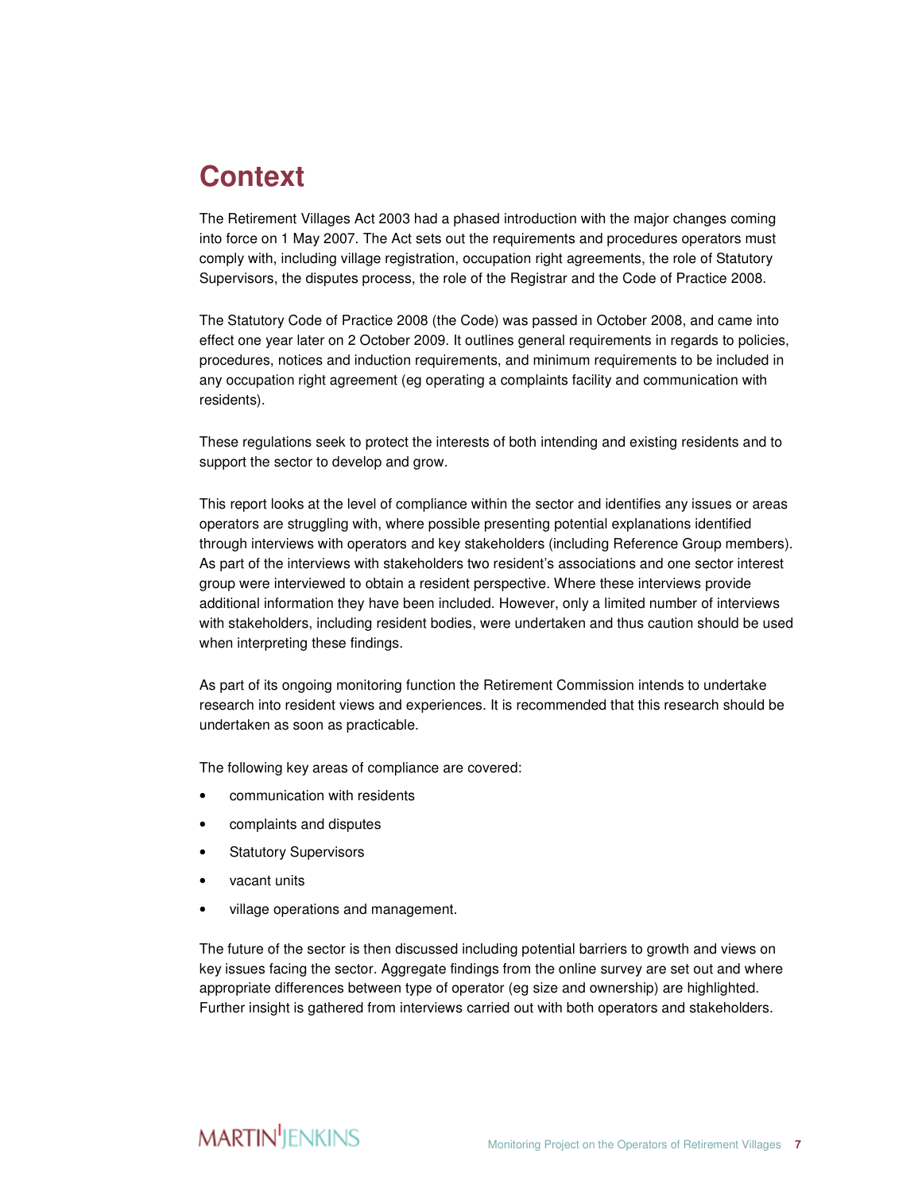# Context

The Retirement Villages Act 2003 had a phased introduction with the major changes coming into force on 1 May 2007. The Act sets out the requirements and procedures operators must comply with, including village registration, occupation right agreements, the role of Statutory Supervisors, the disputes process, the role of the Registrar and the Code of Practice 2008.

The Statutory Code of Practice 2008 (the Code) was passed in October 2008, and came into effect one year later on 2 October 2009. It outlines general requirements in regards to policies, procedures, notices and induction requirements, and minimum requirements to be included in any occupation right agreement (eg operating a complaints facility and communication with residents).

These regulations seek to protect the interests of both intending and existing residents and to support the sector to develop and grow.

This report looks at the level of compliance within the sector and identifies any issues or areas operators are struggling with, where possible presenting potential explanations identified through interviews with operators and key stakeholders (including Reference Group members). As part of the interviews with stakeholders two resident's associations and one sector interest group were interviewed to obtain a resident perspective. Where these interviews provide additional information they have been included. However, only a limited number of interviews with stakeholders, including resident bodies, were undertaken and thus caution should be used when interpreting these findings.

As part of its ongoing monitoring function the Retirement Commission intends to undertake research into resident views and experiences. It is recommended that this research should be undertaken as soon as practicable.

The following key areas of compliance are covered:

- communication with residents
- complaints and disputes
- Statutory Supervisors
- vacant units
- village operations and management.

The future of the sector is then discussed including potential barriers to growth and views on key issues facing the sector. Aggregate findings from the online survey are set out and where appropriate differences between type of operator (eg size and ownership) are highlighted. Further insight is gathered from interviews carried out with both operators and stakeholders.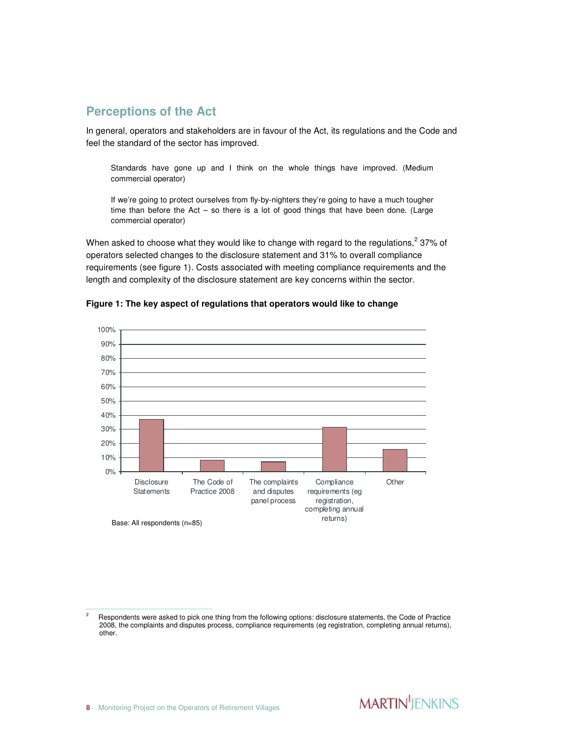## Perceptions of the Act

In general, operators and stakeholders are in favour of the Act, its regulations and the Code and feel the standard of the sector has improved.

> Standards have gone up and I think on the whole things have improved. (Medium commercial operator)

> If we're going to protect ourselves from fly-by-nighters they're going to have a much tougher time than before the Act – so there is a lot of good things that have been done. (Large commercial operator)

When asked to choose what they would like to change with regard to the regulations,[2] 37% of operators selected changes to the disclosure statement and 31% to overall compliance requirements (see figure 1). Costs associated with meeting compliance requirements and the length and complexity of the disclosure statement are key concerns within the sector.

**Figure 1: The key aspect of regulations that operators would like to change**

| Aspect | Percentage |
|---|---|
| Disclosure Statements | 37% |
| The Code of Practice 2008 | 8% |
| The complaints and disputes panel process | 7% |
| Compliance requirements (eg registration, completing annual returns) | 31% |
| Other | 16% |

Base: All respondents (n=85)

---

[2] Respondents were asked to pick one thing from the following options: disclosure statements, the Code of Practice 2008, the complaints and disputes process, compliance requirements (eg registration, completing annual returns), other.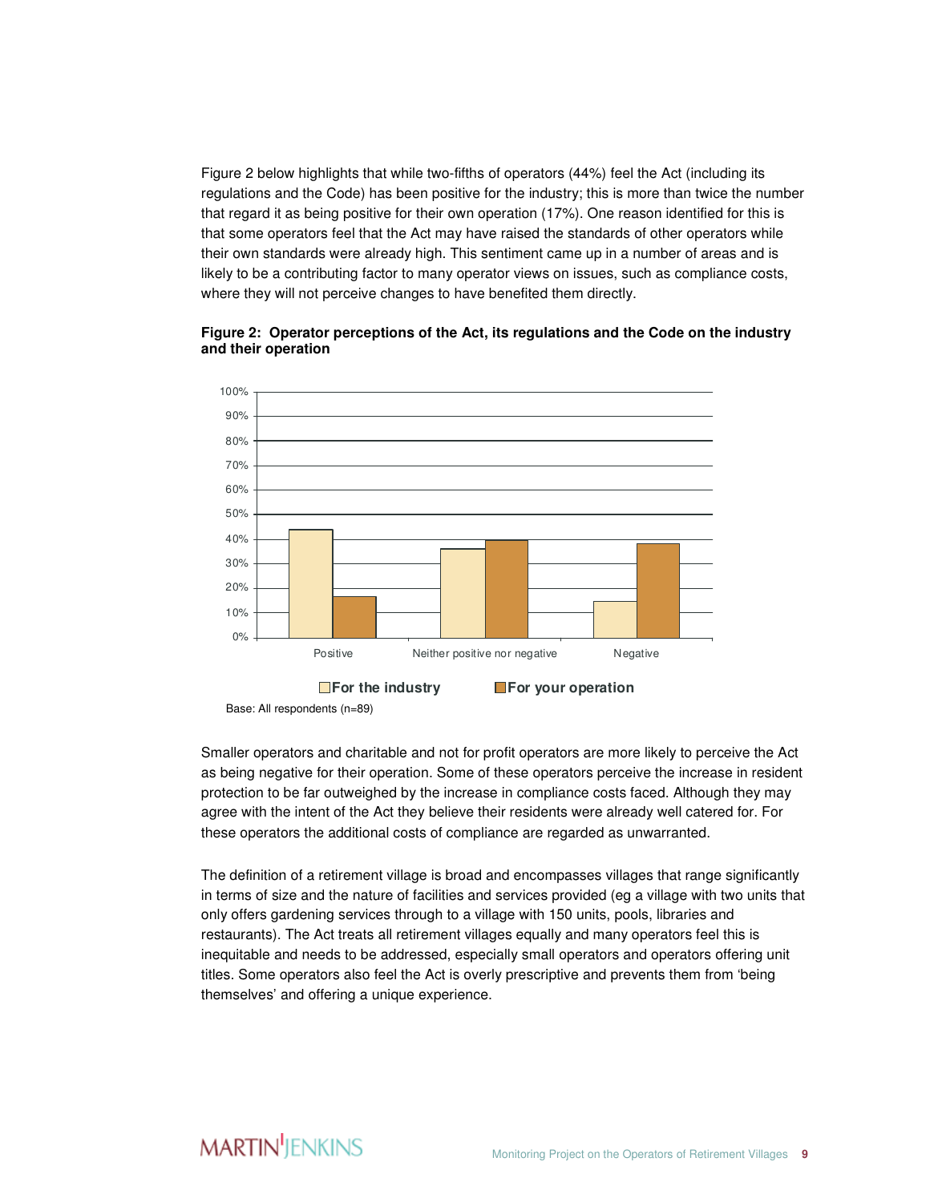Figure 2 below highlights that while two-fifths of operators (44%) feel the Act (including its regulations and the Code) has been positive for the industry; this is more than twice the number that regard it as being positive for their own operation (17%). One reason identified for this is that some operators feel that the Act may have raised the standards of other operators while their own standards were already high. This sentiment came up in a number of areas and is likely to be a contributing factor to many operator views on issues, such as compliance costs, where they will not perceive changes to have benefited them directly.

**Figure 2: Operator perceptions of the Act, its regulations and the Code on the industry and their operation**

Base: All respondents (n=89)

Smaller operators and charitable and not for profit operators are more likely to perceive the Act as being negative for their operation. Some of these operators perceive the increase in resident protection to be far outweighed by the increase in compliance costs faced. Although they may agree with the intent of the Act they believe their residents were already well catered for. For these operators the additional costs of compliance are regarded as unwarranted.

The definition of a retirement village is broad and encompasses villages that range significantly in terms of size and the nature of facilities and services provided (eg a village with two units that only offers gardening services through to a village with 150 units, pools, libraries and restaurants). The Act treats all retirement villages equally and many operators feel this is inequitable and needs to be addressed, especially small operators and operators offering unit titles. Some operators also feel the Act is overly prescriptive and prevents them from 'being themselves' and offering a unique experience.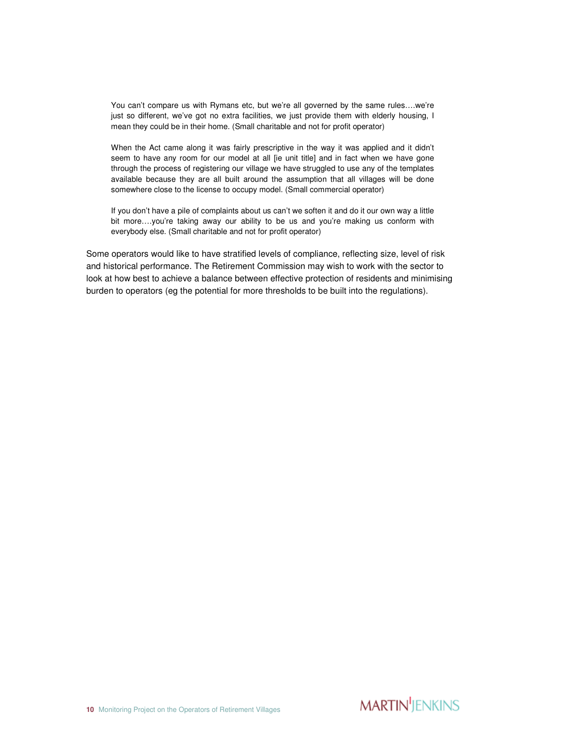> You can't compare us with Rymans etc, but we're all governed by the same rules….we're just so different, we've got no extra facilities, we just provide them with elderly housing, I mean they could be in their home. (Small charitable and not for profit operator)

> When the Act came along it was fairly prescriptive in the way it was applied and it didn't seem to have any room for our model at all [ie unit title] and in fact when we have gone through the process of registering our village we have struggled to use any of the templates available because they are all built around the assumption that all villages will be done somewhere close to the license to occupy model. (Small commercial operator)

> If you don't have a pile of complaints about us can't we soften it and do it our own way a little bit more….you're taking away our ability to be us and you're making us conform with everybody else. (Small charitable and not for profit operator)

Some operators would like to have stratified levels of compliance, reflecting size, level of risk and historical performance. The Retirement Commission may wish to work with the sector to look at how best to achieve a balance between effective protection of residents and minimising burden to operators (eg the potential for more thresholds to be built into the regulations).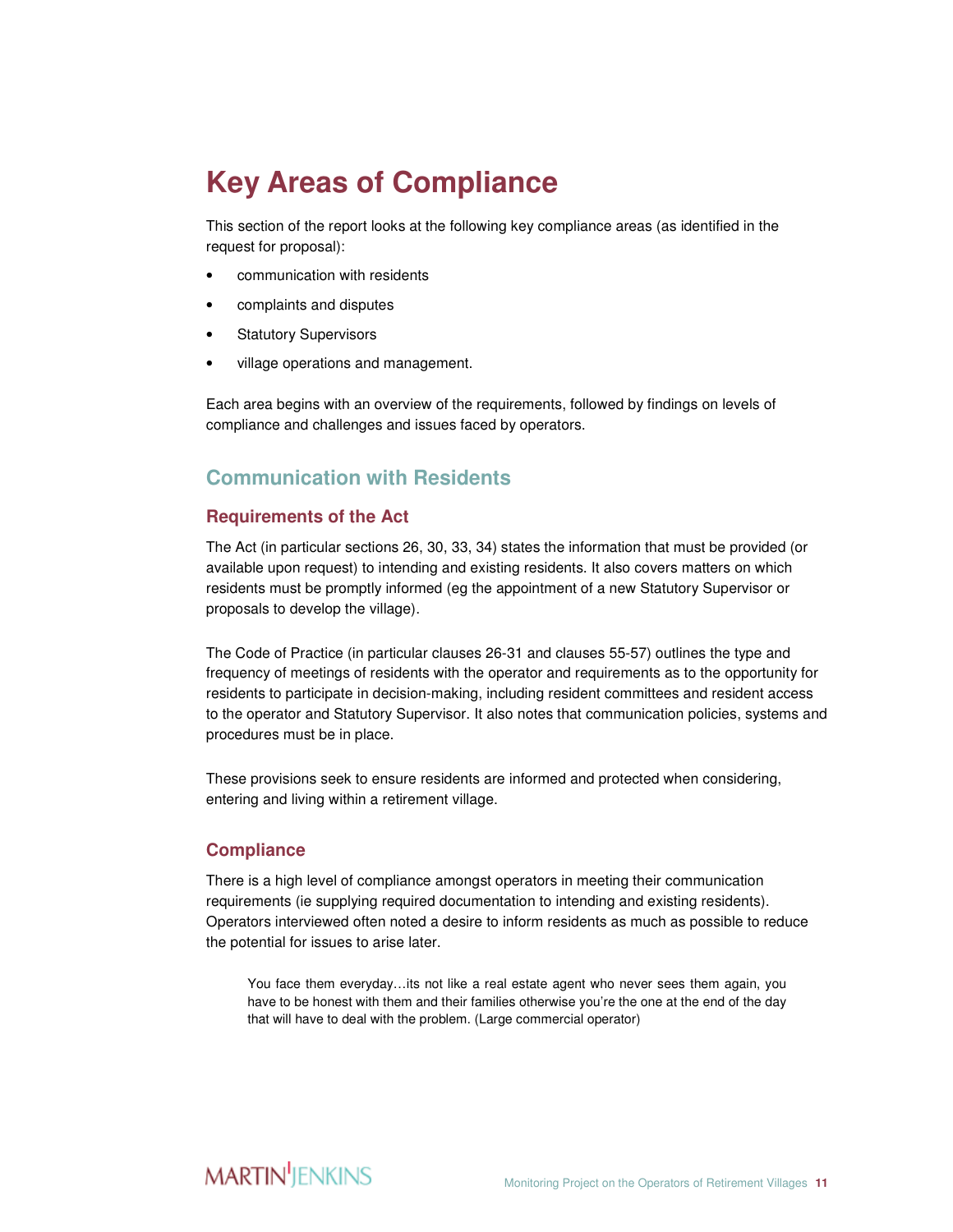# Key Areas of Compliance

This section of the report looks at the following key compliance areas (as identified in the request for proposal):

- communication with residents
- complaints and disputes
- Statutory Supervisors
- village operations and management.

Each area begins with an overview of the requirements, followed by findings on levels of compliance and challenges and issues faced by operators.

## Communication with Residents

### Requirements of the Act

The Act (in particular sections 26, 30, 33, 34) states the information that must be provided (or available upon request) to intending and existing residents. It also covers matters on which residents must be promptly informed (eg the appointment of a new Statutory Supervisor or proposals to develop the village).

The Code of Practice (in particular clauses 26-31 and clauses 55-57) outlines the type and frequency of meetings of residents with the operator and requirements as to the opportunity for residents to participate in decision-making, including resident committees and resident access to the operator and Statutory Supervisor. It also notes that communication policies, systems and procedures must be in place.

These provisions seek to ensure residents are informed and protected when considering, entering and living within a retirement village.

### Compliance

There is a high level of compliance amongst operators in meeting their communication requirements (ie supplying required documentation to intending and existing residents). Operators interviewed often noted a desire to inform residents as much as possible to reduce the potential for issues to arise later.

> You face them everyday…its not like a real estate agent who never sees them again, you have to be honest with them and their families otherwise you're the one at the end of the day that will have to deal with the problem. (Large commercial operator)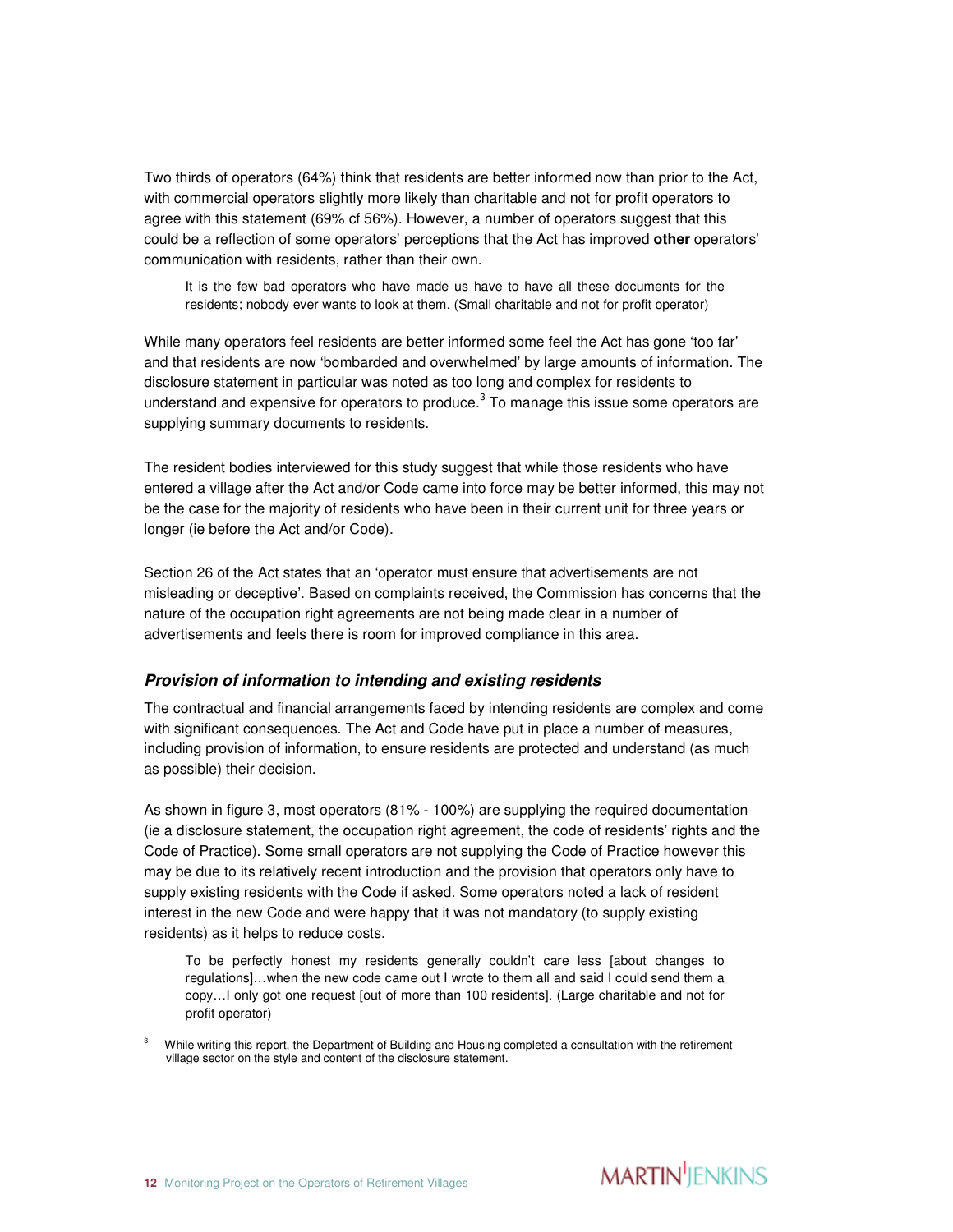Two thirds of operators (64%) think that residents are better informed now than prior to the Act, with commercial operators slightly more likely than charitable and not for profit operators to agree with this statement (69% cf 56%). However, a number of operators suggest that this could be a reflection of some operators' perceptions that the Act has improved **other** operators' communication with residents, rather than their own.

> It is the few bad operators who have made us have to have all these documents for the residents; nobody ever wants to look at them. (Small charitable and not for profit operator)

While many operators feel residents are better informed some feel the Act has gone 'too far' and that residents are now 'bombarded and overwhelmed' by large amounts of information. The disclosure statement in particular was noted as too long and complex for residents to understand and expensive for operators to produce.[3] To manage this issue some operators are supplying summary documents to residents.

The resident bodies interviewed for this study suggest that while those residents who have entered a village after the Act and/or Code came into force may be better informed, this may not be the case for the majority of residents who have been in their current unit for three years or longer (ie before the Act and/or Code).

Section 26 of the Act states that an 'operator must ensure that advertisements are not misleading or deceptive'. Based on complaints received, the Commission has concerns that the nature of the occupation right agreements are not being made clear in a number of advertisements and feels there is room for improved compliance in this area.

### *Provision of information to intending and existing residents*

The contractual and financial arrangements faced by intending residents are complex and come with significant consequences. The Act and Code have put in place a number of measures, including provision of information, to ensure residents are protected and understand (as much as possible) their decision.

As shown in figure 3, most operators (81% - 100%) are supplying the required documentation (ie a disclosure statement, the occupation right agreement, the code of residents' rights and the Code of Practice). Some small operators are not supplying the Code of Practice however this may be due to its relatively recent introduction and the provision that operators only have to supply existing residents with the Code if asked. Some operators noted a lack of resident interest in the new Code and were happy that it was not mandatory (to supply existing residents) as it helps to reduce costs.

> To be perfectly honest my residents generally couldn't care less [about changes to regulations]…when the new code came out I wrote to them all and said I could send them a copy…I only got one request [out of more than 100 residents]. (Large charitable and not for profit operator)

[3] While writing this report, the Department of Building and Housing completed a consultation with the retirement village sector on the style and content of the disclosure statement.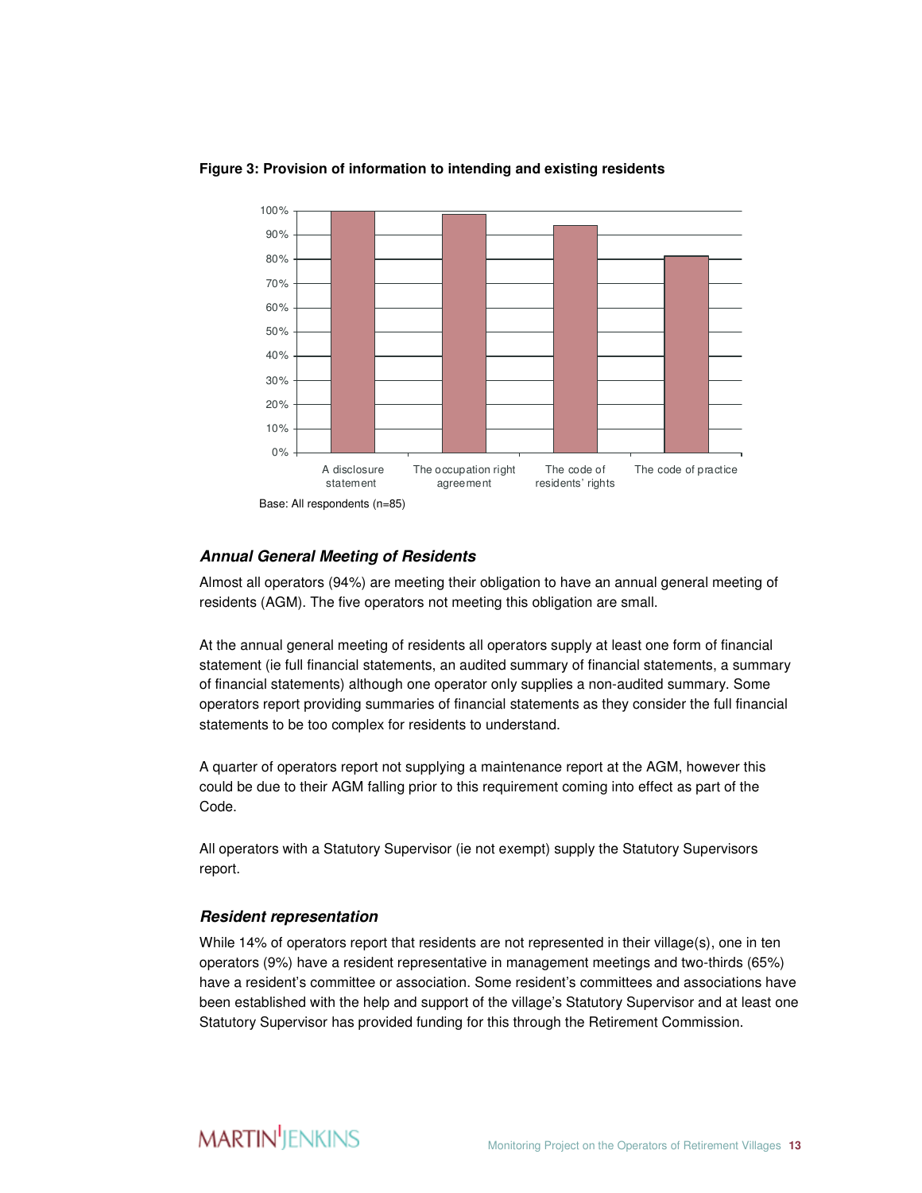**Figure 3: Provision of information to intending and existing residents**

Base: All respondents (n=85)

### *Annual General Meeting of Residents*

Almost all operators (94%) are meeting their obligation to have an annual general meeting of residents (AGM). The five operators not meeting this obligation are small.

At the annual general meeting of residents all operators supply at least one form of financial statement (ie full financial statements, an audited summary of financial statements, a summary of financial statements) although one operator only supplies a non-audited summary. Some operators report providing summaries of financial statements as they consider the full financial statements to be too complex for residents to understand.

A quarter of operators report not supplying a maintenance report at the AGM, however this could be due to their AGM falling prior to this requirement coming into effect as part of the Code.

All operators with a Statutory Supervisor (ie not exempt) supply the Statutory Supervisors report.

### *Resident representation*

While 14% of operators report that residents are not represented in their village(s), one in ten operators (9%) have a resident representative in management meetings and two-thirds (65%) have a resident's committee or association. Some resident's committees and associations have been established with the help and support of the village's Statutory Supervisor and at least one Statutory Supervisor has provided funding for this through the Retirement Commission.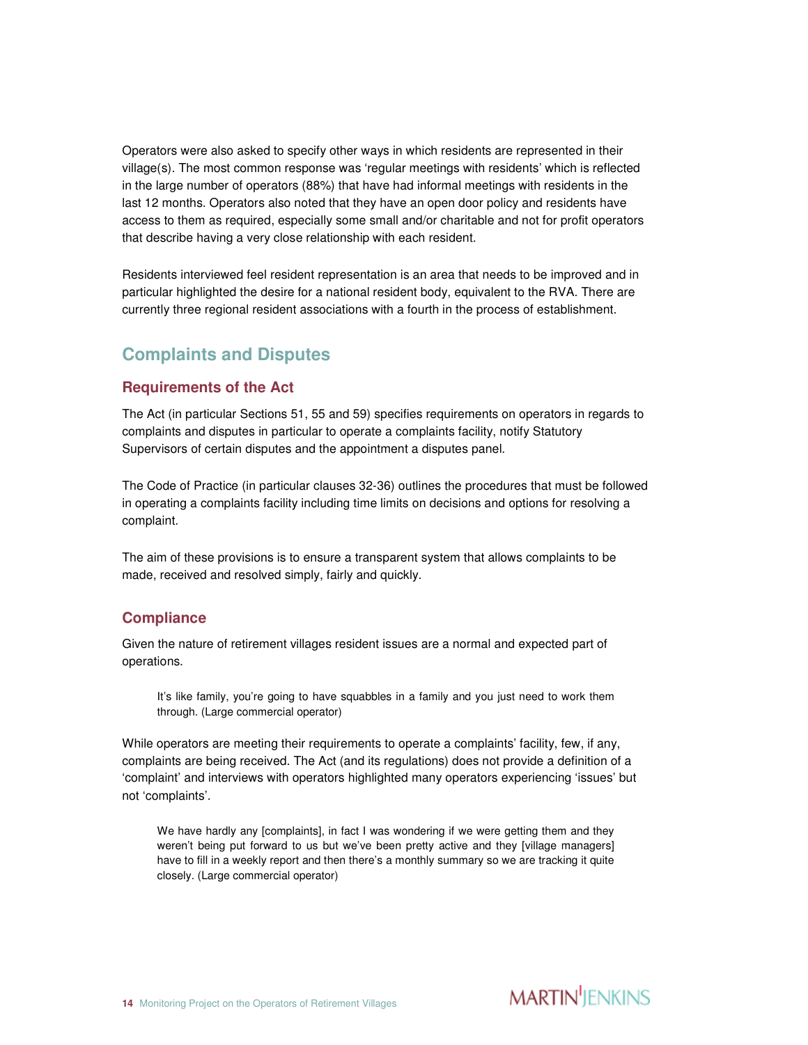Operators were also asked to specify other ways in which residents are represented in their village(s). The most common response was 'regular meetings with residents' which is reflected in the large number of operators (88%) that have had informal meetings with residents in the last 12 months. Operators also noted that they have an open door policy and residents have access to them as required, especially some small and/or charitable and not for profit operators that describe having a very close relationship with each resident.

Residents interviewed feel resident representation is an area that needs to be improved and in particular highlighted the desire for a national resident body, equivalent to the RVA. There are currently three regional resident associations with a fourth in the process of establishment.

## Complaints and Disputes

### Requirements of the Act

The Act (in particular Sections 51, 55 and 59) specifies requirements on operators in regards to complaints and disputes in particular to operate a complaints facility, notify Statutory Supervisors of certain disputes and the appointment a disputes panel.

The Code of Practice (in particular clauses 32-36) outlines the procedures that must be followed in operating a complaints facility including time limits on decisions and options for resolving a complaint.

The aim of these provisions is to ensure a transparent system that allows complaints to be made, received and resolved simply, fairly and quickly.

### Compliance

Given the nature of retirement villages resident issues are a normal and expected part of operations.

> It's like family, you're going to have squabbles in a family and you just need to work them through. (Large commercial operator)

While operators are meeting their requirements to operate a complaints' facility, few, if any, complaints are being received. The Act (and its regulations) does not provide a definition of a 'complaint' and interviews with operators highlighted many operators experiencing 'issues' but not 'complaints'.

> We have hardly any [complaints], in fact I was wondering if we were getting them and they weren't being put forward to us but we've been pretty active and they [village managers] have to fill in a weekly report and then there's a monthly summary so we are tracking it quite closely. (Large commercial operator)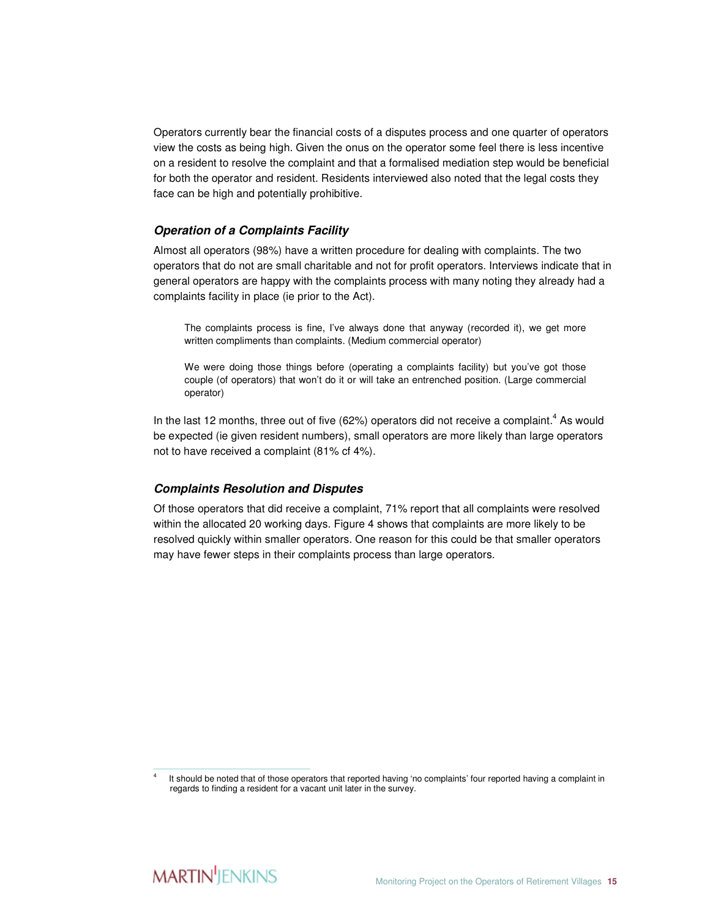Operators currently bear the financial costs of a disputes process and one quarter of operators view the costs as being high. Given the onus on the operator some feel there is less incentive on a resident to resolve the complaint and that a formalised mediation step would be beneficial for both the operator and resident. Residents interviewed also noted that the legal costs they face can be high and potentially prohibitive.

### *Operation of a Complaints Facility*

Almost all operators (98%) have a written procedure for dealing with complaints. The two operators that do not are small charitable and not for profit operators. Interviews indicate that in general operators are happy with the complaints process with many noting they already had a complaints facility in place (ie prior to the Act).

> The complaints process is fine, I've always done that anyway (recorded it), we get more written compliments than complaints. (Medium commercial operator)

> We were doing those things before (operating a complaints facility) but you've got those couple (of operators) that won't do it or will take an entrenched position. (Large commercial operator)

In the last 12 months, three out of five (62%) operators did not receive a complaint.[4] As would be expected (ie given resident numbers), small operators are more likely than large operators not to have received a complaint (81% cf 4%).

### *Complaints Resolution and Disputes*

Of those operators that did receive a complaint, 71% report that all complaints were resolved within the allocated 20 working days. Figure 4 shows that complaints are more likely to be resolved quickly within smaller operators. One reason for this could be that smaller operators may have fewer steps in their complaints process than large operators.

[4] It should be noted that of those operators that reported having 'no complaints' four reported having a complaint in regards to finding a resident for a vacant unit later in the survey.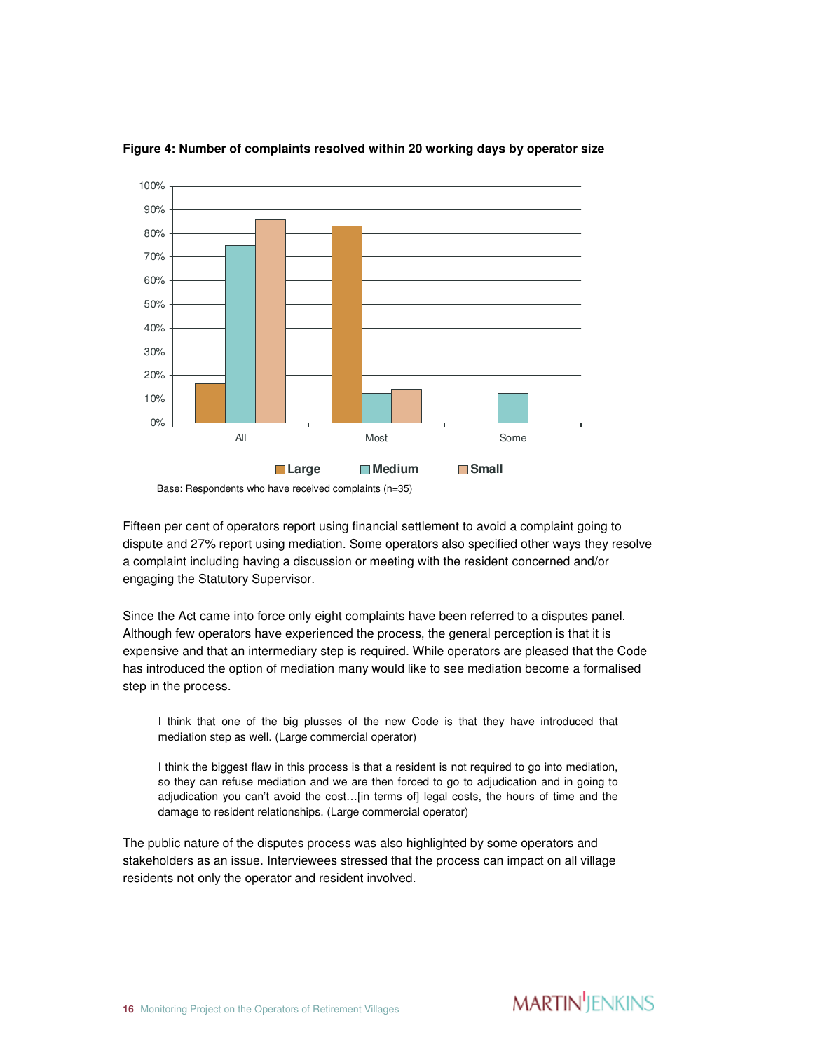**Figure 4: Number of complaints resolved within 20 working days by operator size**

Base: Respondents who have received complaints (n=35)

Fifteen per cent of operators report using financial settlement to avoid a complaint going to dispute and 27% report using mediation. Some operators also specified other ways they resolve a complaint including having a discussion or meeting with the resident concerned and/or engaging the Statutory Supervisor.

Since the Act came into force only eight complaints have been referred to a disputes panel. Although few operators have experienced the process, the general perception is that it is expensive and that an intermediary step is required. While operators are pleased that the Code has introduced the option of mediation many would like to see mediation become a formalised step in the process.

> I think that one of the big plusses of the new Code is that they have introduced that mediation step as well. (Large commercial operator)

> I think the biggest flaw in this process is that a resident is not required to go into mediation, so they can refuse mediation and we are then forced to go to adjudication and in going to adjudication you can't avoid the cost…[in terms of] legal costs, the hours of time and the damage to resident relationships. (Large commercial operator)

The public nature of the disputes process was also highlighted by some operators and stakeholders as an issue. Interviewees stressed that the process can impact on all village residents not only the operator and resident involved.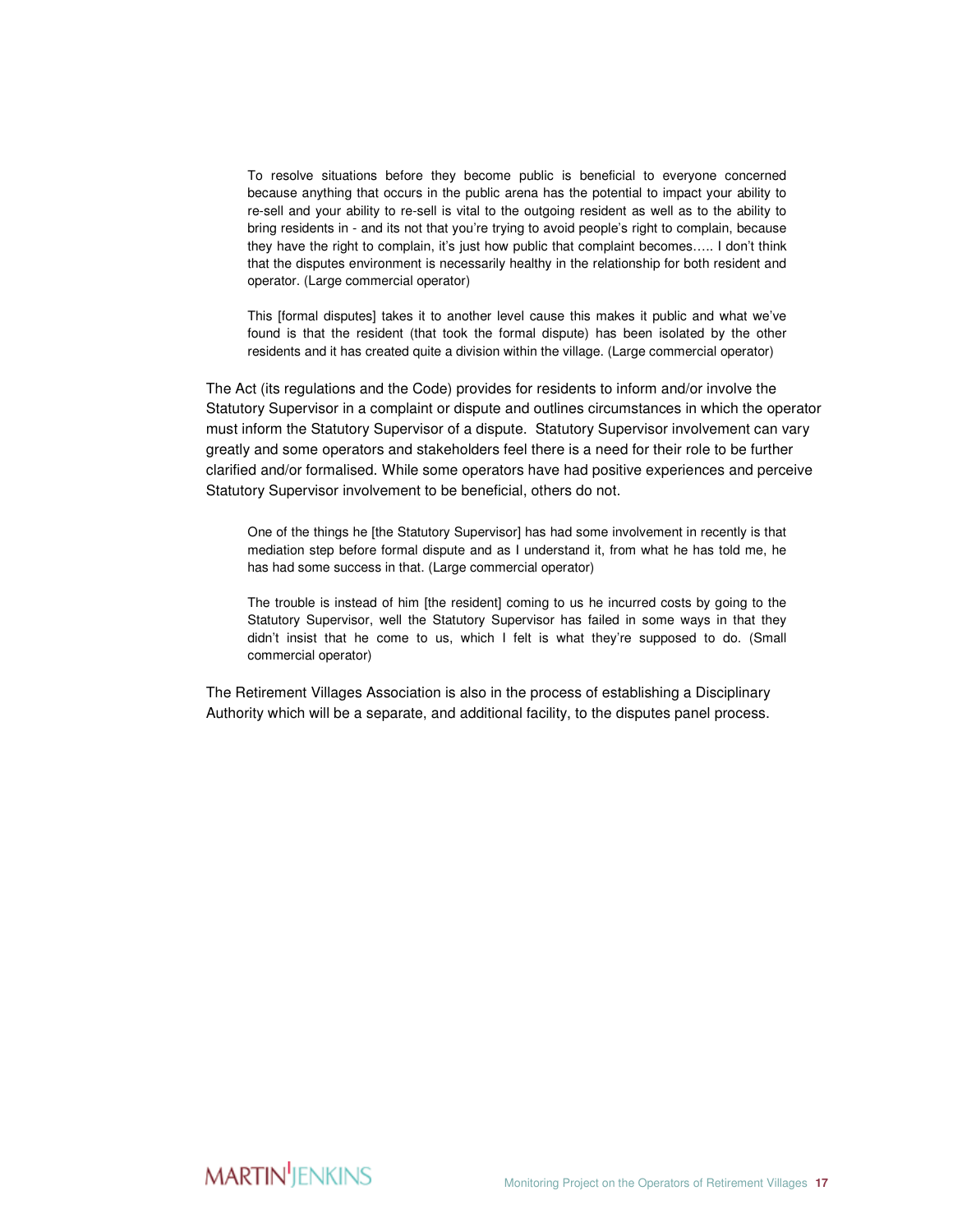> To resolve situations before they become public is beneficial to everyone concerned because anything that occurs in the public arena has the potential to impact your ability to re-sell and your ability to re-sell is vital to the outgoing resident as well as to the ability to bring residents in - and its not that you're trying to avoid people's right to complain, because they have the right to complain, it's just how public that complaint becomes….. I don't think that the disputes environment is necessarily healthy in the relationship for both resident and operator. (Large commercial operator)

> This [formal disputes] takes it to another level cause this makes it public and what we've found is that the resident (that took the formal dispute) has been isolated by the other residents and it has created quite a division within the village. (Large commercial operator)

The Act (its regulations and the Code) provides for residents to inform and/or involve the Statutory Supervisor in a complaint or dispute and outlines circumstances in which the operator must inform the Statutory Supervisor of a dispute. Statutory Supervisor involvement can vary greatly and some operators and stakeholders feel there is a need for their role to be further clarified and/or formalised. While some operators have had positive experiences and perceive Statutory Supervisor involvement to be beneficial, others do not.

> One of the things he [the Statutory Supervisor] has had some involvement in recently is that mediation step before formal dispute and as I understand it, from what he has told me, he has had some success in that. (Large commercial operator)

> The trouble is instead of him [the resident] coming to us he incurred costs by going to the Statutory Supervisor, well the Statutory Supervisor has failed in some ways in that they didn't insist that he come to us, which I felt is what they're supposed to do. (Small commercial operator)

The Retirement Villages Association is also in the process of establishing a Disciplinary Authority which will be a separate, and additional facility, to the disputes panel process.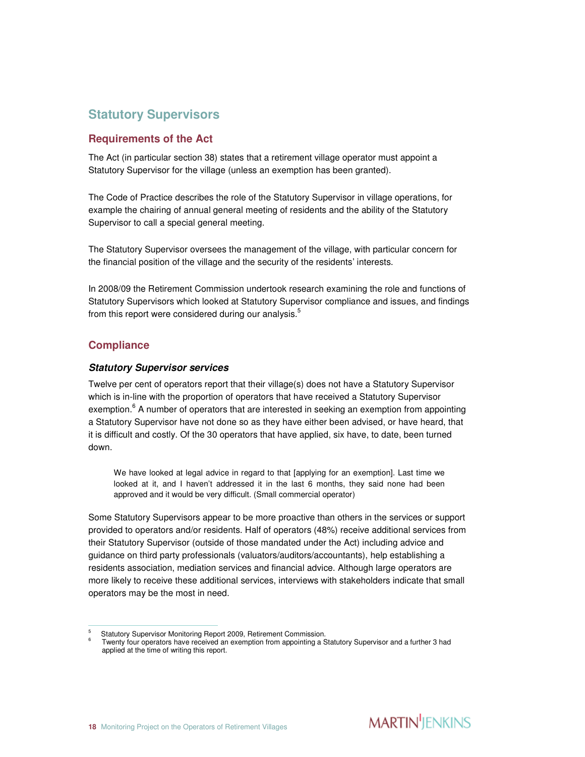# Statutory Supervisors

## Requirements of the Act

The Act (in particular section 38) states that a retirement village operator must appoint a Statutory Supervisor for the village (unless an exemption has been granted).

The Code of Practice describes the role of the Statutory Supervisor in village operations, for example the chairing of annual general meeting of residents and the ability of the Statutory Supervisor to call a special general meeting.

The Statutory Supervisor oversees the management of the village, with particular concern for the financial position of the village and the security of the residents' interests.

In 2008/09 the Retirement Commission undertook research examining the role and functions of Statutory Supervisors which looked at Statutory Supervisor compliance and issues, and findings from this report were considered during our analysis.[5]

## Compliance

### *Statutory Supervisor services*

Twelve per cent of operators report that their village(s) does not have a Statutory Supervisor which is in-line with the proportion of operators that have received a Statutory Supervisor exemption.[6] A number of operators that are interested in seeking an exemption from appointing a Statutory Supervisor have not done so as they have either been advised, or have heard, that it is difficult and costly. Of the 30 operators that have applied, six have, to date, been turned down.

> We have looked at legal advice in regard to that [applying for an exemption]. Last time we looked at it, and I haven't addressed it in the last 6 months, they said none had been approved and it would be very difficult. (Small commercial operator)

Some Statutory Supervisors appear to be more proactive than others in the services or support provided to operators and/or residents. Half of operators (48%) receive additional services from their Statutory Supervisor (outside of those mandated under the Act) including advice and guidance on third party professionals (valuators/auditors/accountants), help establishing a residents association, mediation services and financial advice. Although large operators are more likely to receive these additional services, interviews with stakeholders indicate that small operators may be the most in need.

---

[5] Statutory Supervisor Monitoring Report 2009, Retirement Commission.

[6] Twenty four operators have received an exemption from appointing a Statutory Supervisor and a further 3 had applied at the time of writing this report.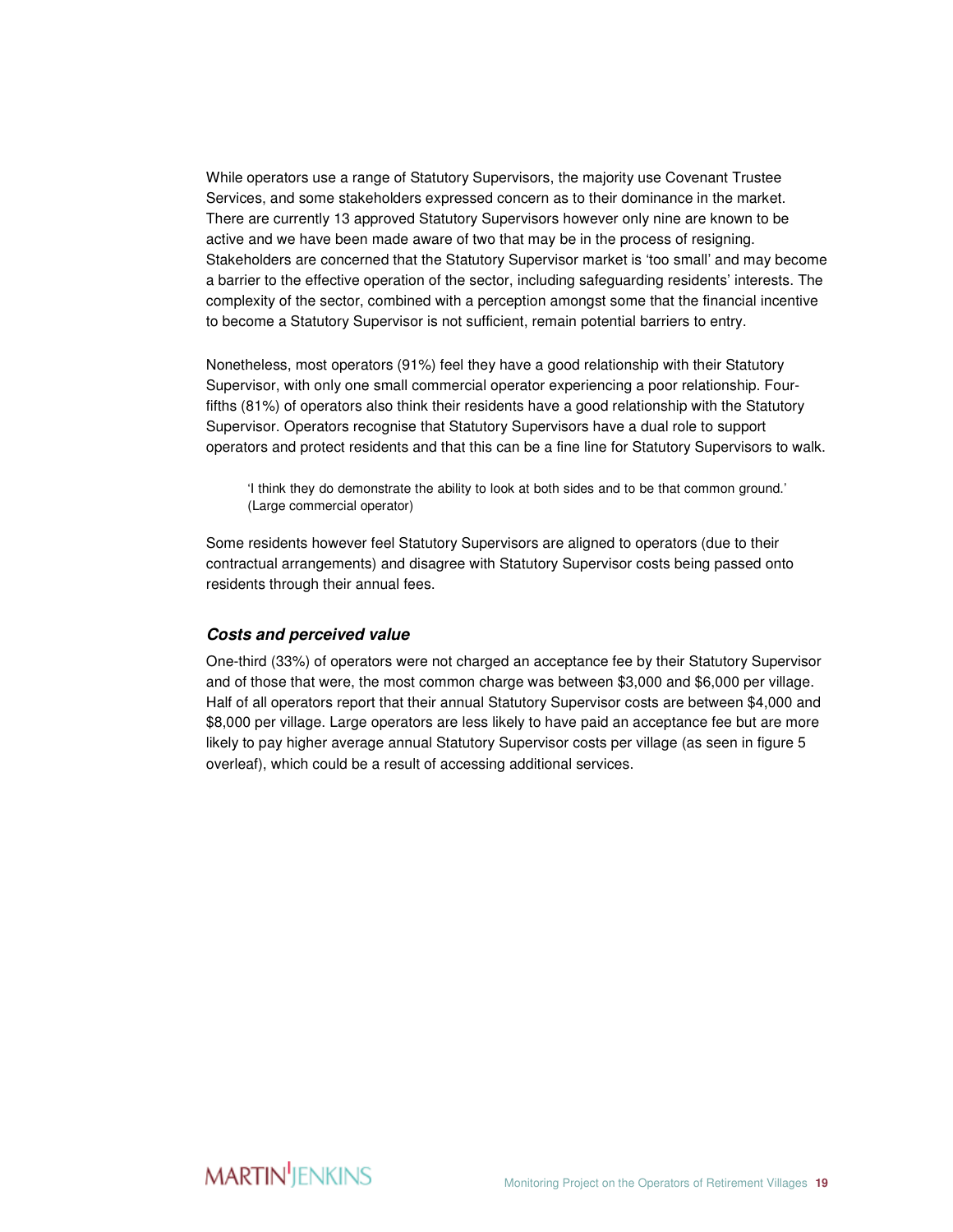While operators use a range of Statutory Supervisors, the majority use Covenant Trustee Services, and some stakeholders expressed concern as to their dominance in the market. There are currently 13 approved Statutory Supervisors however only nine are known to be active and we have been made aware of two that may be in the process of resigning. Stakeholders are concerned that the Statutory Supervisor market is 'too small' and may become a barrier to the effective operation of the sector, including safeguarding residents' interests. The complexity of the sector, combined with a perception amongst some that the financial incentive to become a Statutory Supervisor is not sufficient, remain potential barriers to entry.

Nonetheless, most operators (91%) feel they have a good relationship with their Statutory Supervisor, with only one small commercial operator experiencing a poor relationship. Four-fifths (81%) of operators also think their residents have a good relationship with the Statutory Supervisor. Operators recognise that Statutory Supervisors have a dual role to support operators and protect residents and that this can be a fine line for Statutory Supervisors to walk.

> 'I think they do demonstrate the ability to look at both sides and to be that common ground.' (Large commercial operator)

Some residents however feel Statutory Supervisors are aligned to operators (due to their contractual arrangements) and disagree with Statutory Supervisor costs being passed onto residents through their annual fees.

### *Costs and perceived value*

One-third (33%) of operators were not charged an acceptance fee by their Statutory Supervisor and of those that were, the most common charge was between $3,000 and $6,000 per village. Half of all operators report that their annual Statutory Supervisor costs are between $4,000 and $8,000 per village. Large operators are less likely to have paid an acceptance fee but are more likely to pay higher average annual Statutory Supervisor costs per village (as seen in figure 5 overleaf), which could be a result of accessing additional services.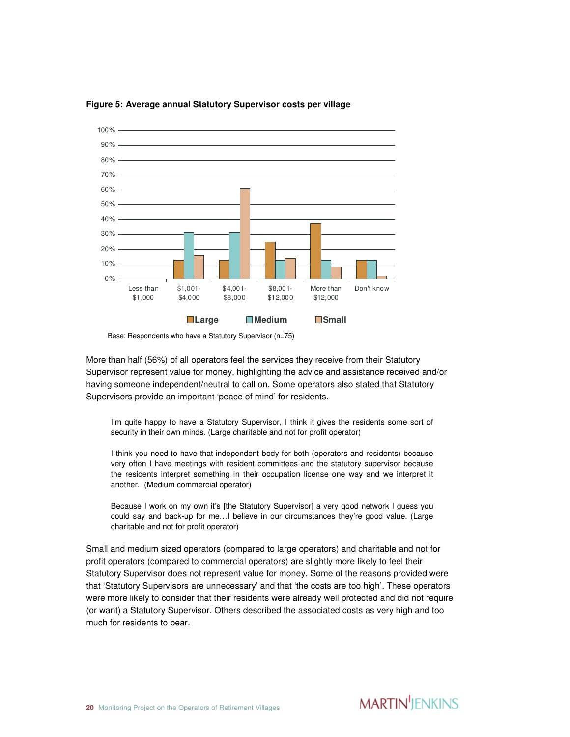**Figure 5: Average annual Statutory Supervisor costs per village**

Base: Respondents who have a Statutory Supervisor (n=75)

More than half (56%) of all operators feel the services they receive from their Statutory Supervisor represent value for money, highlighting the advice and assistance received and/or having someone independent/neutral to call on. Some operators also stated that Statutory Supervisors provide an important 'peace of mind' for residents.

> I'm quite happy to have a Statutory Supervisor, I think it gives the residents some sort of security in their own minds. (Large charitable and not for profit operator)

> I think you need to have that independent body for both (operators and residents) because very often I have meetings with resident committees and the statutory supervisor because the residents interpret something in their occupation license one way and we interpret it another. (Medium commercial operator)

> Because I work on my own it's [the Statutory Supervisor] a very good network I guess you could say and back-up for me…I believe in our circumstances they're good value. (Large charitable and not for profit operator)

Small and medium sized operators (compared to large operators) and charitable and not for profit operators (compared to commercial operators) are slightly more likely to feel their Statutory Supervisor does not represent value for money. Some of the reasons provided were that 'Statutory Supervisors are unnecessary' and that 'the costs are too high'. These operators were more likely to consider that their residents were already well protected and did not require (or want) a Statutory Supervisor. Others described the associated costs as very high and too much for residents to bear.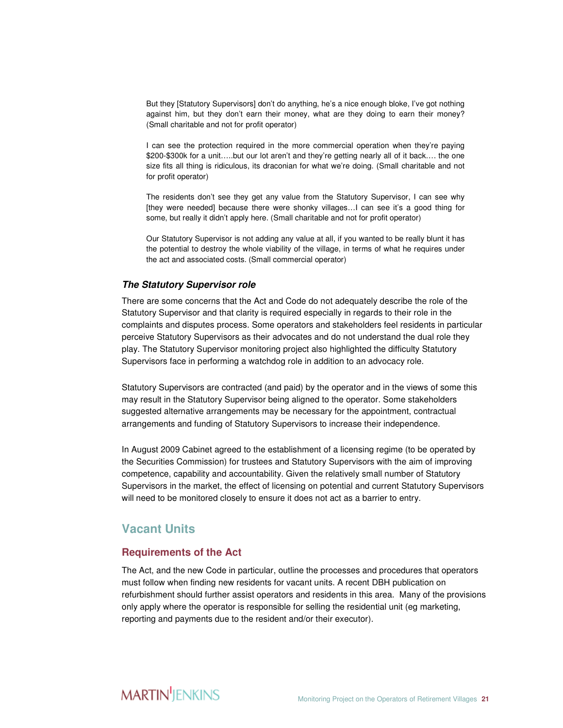> But they [Statutory Supervisors] don't do anything, he's a nice enough bloke, I've got nothing against him, but they don't earn their money, what are they doing to earn their money? (Small charitable and not for profit operator)

> I can see the protection required in the more commercial operation when they're paying $200-$300k for a unit…..but our lot aren't and they're getting nearly all of it back…. the one size fits all thing is ridiculous, its draconian for what we're doing. (Small charitable and not for profit operator)

> The residents don't see they get any value from the Statutory Supervisor, I can see why [they were needed] because there were shonky villages…I can see it's a good thing for some, but really it didn't apply here. (Small charitable and not for profit operator)

> Our Statutory Supervisor is not adding any value at all, if you wanted to be really blunt it has the potential to destroy the whole viability of the village, in terms of what he requires under the act and associated costs. (Small commercial operator)

### *The Statutory Supervisor role*

There are some concerns that the Act and Code do not adequately describe the role of the Statutory Supervisor and that clarity is required especially in regards to their role in the complaints and disputes process. Some operators and stakeholders feel residents in particular perceive Statutory Supervisors as their advocates and do not understand the dual role they play. The Statutory Supervisor monitoring project also highlighted the difficulty Statutory Supervisors face in performing a watchdog role in addition to an advocacy role.

Statutory Supervisors are contracted (and paid) by the operator and in the views of some this may result in the Statutory Supervisor being aligned to the operator. Some stakeholders suggested alternative arrangements may be necessary for the appointment, contractual arrangements and funding of Statutory Supervisors to increase their independence.

In August 2009 Cabinet agreed to the establishment of a licensing regime (to be operated by the Securities Commission) for trustees and Statutory Supervisors with the aim of improving competence, capability and accountability. Given the relatively small number of Statutory Supervisors in the market, the effect of licensing on potential and current Statutory Supervisors will need to be monitored closely to ensure it does not act as a barrier to entry.

## Vacant Units

### Requirements of the Act

The Act, and the new Code in particular, outline the processes and procedures that operators must follow when finding new residents for vacant units. A recent DBH publication on refurbishment should further assist operators and residents in this area. Many of the provisions only apply where the operator is responsible for selling the residential unit (eg marketing, reporting and payments due to the resident and/or their executor).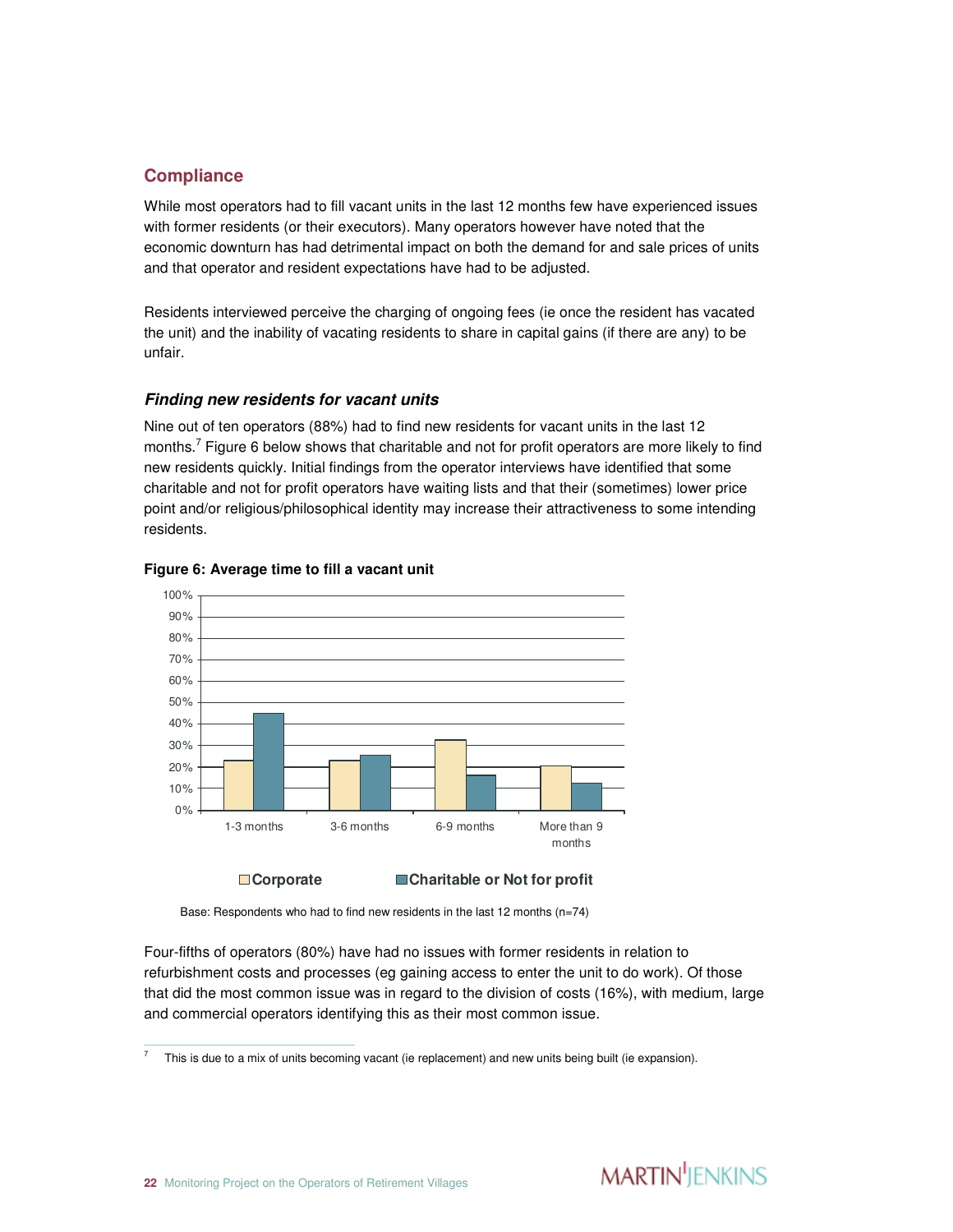## Compliance

While most operators had to fill vacant units in the last 12 months few have experienced issues with former residents (or their executors). Many operators however have noted that the economic downturn has had detrimental impact on both the demand for and sale prices of units and that operator and resident expectations have had to be adjusted.

Residents interviewed perceive the charging of ongoing fees (ie once the resident has vacated the unit) and the inability of vacating residents to share in capital gains (if there are any) to be unfair.

### *Finding new residents for vacant units*

Nine out of ten operators (88%) had to find new residents for vacant units in the last 12 months.[7] Figure 6 below shows that charitable and not for profit operators are more likely to find new residents quickly. Initial findings from the operator interviews have identified that some charitable and not for profit operators have waiting lists and that their (sometimes) lower price point and/or religious/philosophical identity may increase their attractiveness to some intending residents.

**Figure 6: Average time to fill a vacant unit**

Base: Respondents who had to find new residents in the last 12 months (n=74)

Four-fifths of operators (80%) have had no issues with former residents in relation to refurbishment costs and processes (eg gaining access to enter the unit to do work). Of those that did the most common issue was in regard to the division of costs (16%), with medium, large and commercial operators identifying this as their most common issue.

[7] This is due to a mix of units becoming vacant (ie replacement) and new units being built (ie expansion).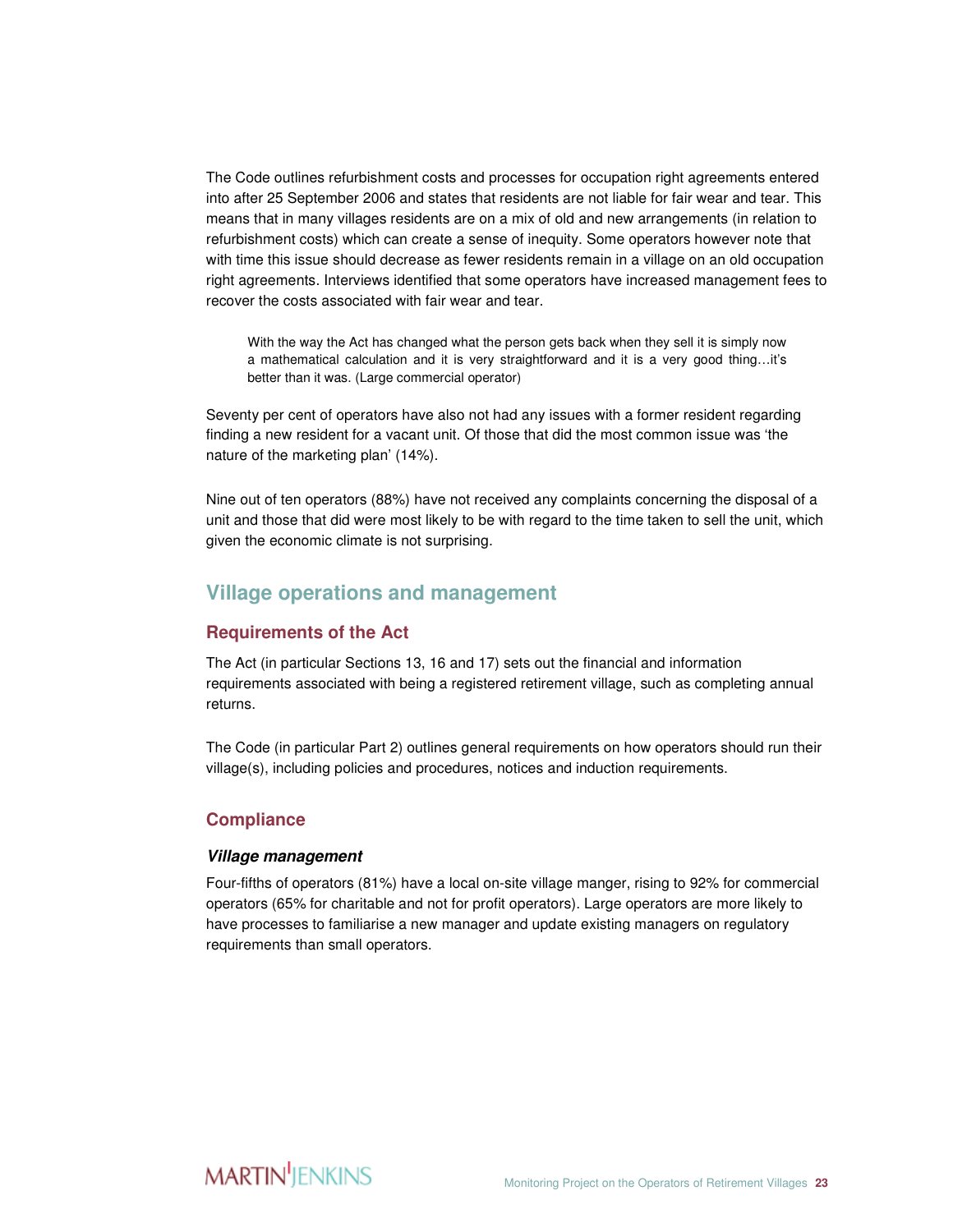The Code outlines refurbishment costs and processes for occupation right agreements entered into after 25 September 2006 and states that residents are not liable for fair wear and tear. This means that in many villages residents are on a mix of old and new arrangements (in relation to refurbishment costs) which can create a sense of inequity. Some operators however note that with time this issue should decrease as fewer residents remain in a village on an old occupation right agreements. Interviews identified that some operators have increased management fees to recover the costs associated with fair wear and tear.

> With the way the Act has changed what the person gets back when they sell it is simply now a mathematical calculation and it is very straightforward and it is a very good thing…it's better than it was. (Large commercial operator)

Seventy per cent of operators have also not had any issues with a former resident regarding finding a new resident for a vacant unit. Of those that did the most common issue was 'the nature of the marketing plan' (14%).

Nine out of ten operators (88%) have not received any complaints concerning the disposal of a unit and those that did were most likely to be with regard to the time taken to sell the unit, which given the economic climate is not surprising.

## Village operations and management

### Requirements of the Act

The Act (in particular Sections 13, 16 and 17) sets out the financial and information requirements associated with being a registered retirement village, such as completing annual returns.

The Code (in particular Part 2) outlines general requirements on how operators should run their village(s), including policies and procedures, notices and induction requirements.

### Compliance

#### *Village management*

Four-fifths of operators (81%) have a local on-site village manger, rising to 92% for commercial operators (65% for charitable and not for profit operators). Large operators are more likely to have processes to familiarise a new manager and update existing managers on regulatory requirements than small operators.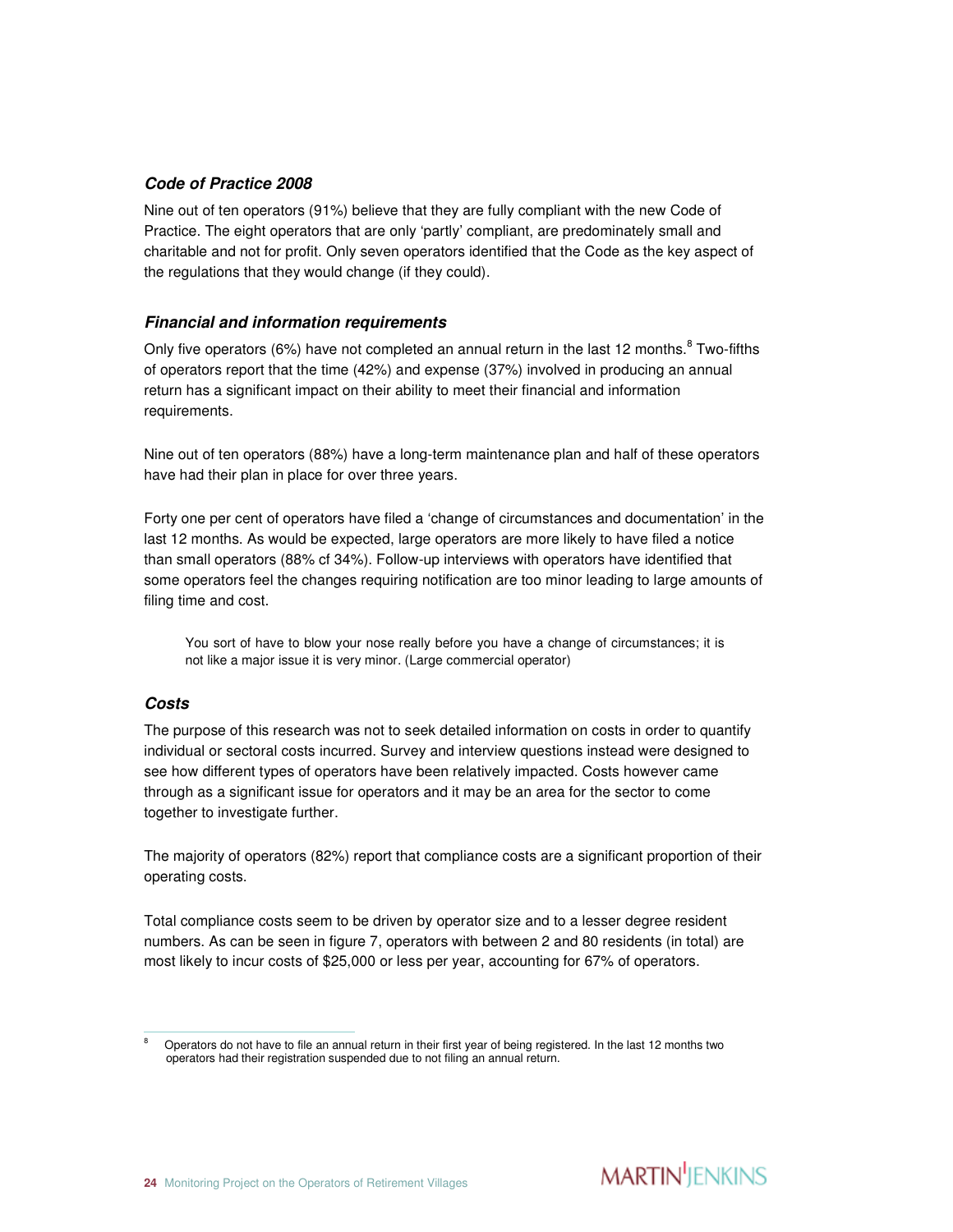### *Code of Practice 2008*

Nine out of ten operators (91%) believe that they are fully compliant with the new Code of Practice. The eight operators that are only 'partly' compliant, are predominately small and charitable and not for profit. Only seven operators identified that the Code as the key aspect of the regulations that they would change (if they could).

### *Financial and information requirements*

Only five operators (6%) have not completed an annual return in the last 12 months.[8] Two-fifths of operators report that the time (42%) and expense (37%) involved in producing an annual return has a significant impact on their ability to meet their financial and information requirements.

Nine out of ten operators (88%) have a long-term maintenance plan and half of these operators have had their plan in place for over three years.

Forty one per cent of operators have filed a 'change of circumstances and documentation' in the last 12 months. As would be expected, large operators are more likely to have filed a notice than small operators (88% cf 34%). Follow-up interviews with operators have identified that some operators feel the changes requiring notification are too minor leading to large amounts of filing time and cost.

> You sort of have to blow your nose really before you have a change of circumstances; it is not like a major issue it is very minor. (Large commercial operator)

### *Costs*

The purpose of this research was not to seek detailed information on costs in order to quantify individual or sectoral costs incurred. Survey and interview questions instead were designed to see how different types of operators have been relatively impacted. Costs however came through as a significant issue for operators and it may be an area for the sector to come together to investigate further.

The majority of operators (82%) report that compliance costs are a significant proportion of their operating costs.

Total compliance costs seem to be driven by operator size and to a lesser degree resident numbers. As can be seen in figure 7, operators with between 2 and 80 residents (in total) are most likely to incur costs of $25,000 or less per year, accounting for 67% of operators.

---

[8] Operators do not have to file an annual return in their first year of being registered. In the last 12 months two operators had their registration suspended due to not filing an annual return.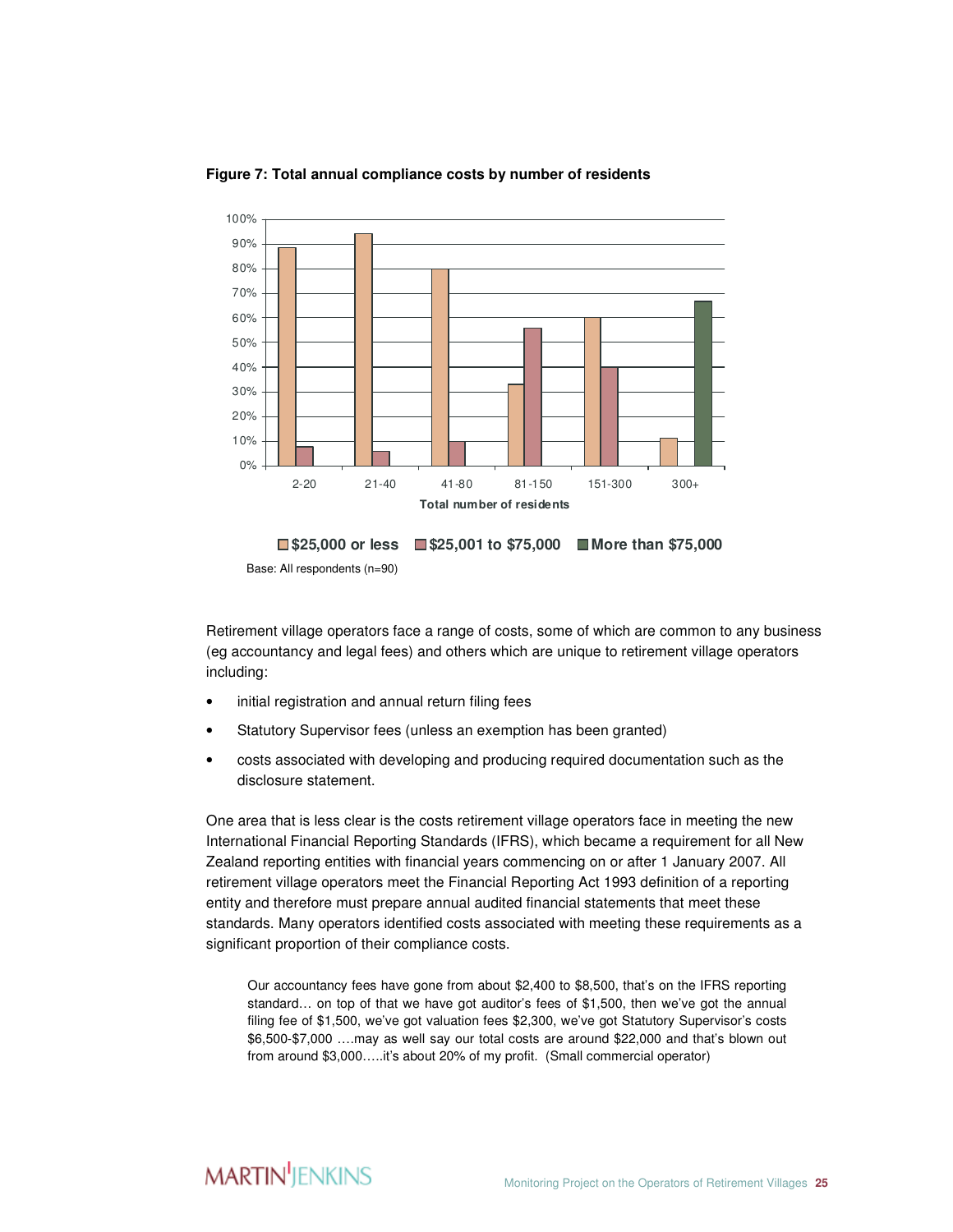**Figure 7: Total annual compliance costs by number of residents**

Base: All respondents (n=90)

Retirement village operators face a range of costs, some of which are common to any business (eg accountancy and legal fees) and others which are unique to retirement village operators including:

- initial registration and annual return filing fees
- Statutory Supervisor fees (unless an exemption has been granted)
- costs associated with developing and producing required documentation such as the disclosure statement.

One area that is less clear is the costs retirement village operators face in meeting the new International Financial Reporting Standards (IFRS), which became a requirement for all New Zealand reporting entities with financial years commencing on or after 1 January 2007. All retirement village operators meet the Financial Reporting Act 1993 definition of a reporting entity and therefore must prepare annual audited financial statements that meet these standards. Many operators identified costs associated with meeting these requirements as a significant proportion of their compliance costs.

> Our accountancy fees have gone from about $2,400 to $8,500, that's on the IFRS reporting standard… on top of that we have got auditor's fees of $1,500, then we've got the annual filing fee of $1,500, we've got valuation fees $2,300, we've got Statutory Supervisor's costs $6,500-$7,000 ….may as well say our total costs are around $22,000 and that's blown out from around $3,000…..it's about 20% of my profit. (Small commercial operator)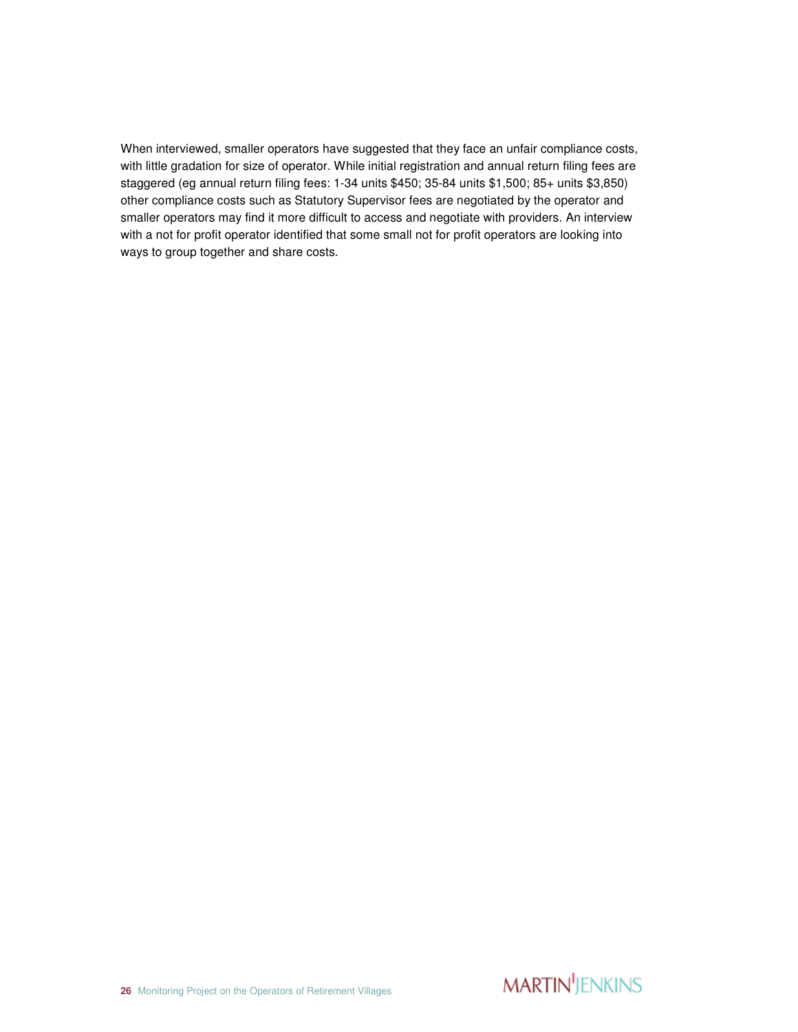When interviewed, smaller operators have suggested that they face an unfair compliance costs, with little gradation for size of operator. While initial registration and annual return filing fees are staggered (eg annual return filing fees: 1-34 units $450; 35-84 units $1,500; 85+ units $3,850) other compliance costs such as Statutory Supervisor fees are negotiated by the operator and smaller operators may find it more difficult to access and negotiate with providers. An interview with a not for profit operator identified that some small not for profit operators are looking into ways to group together and share costs.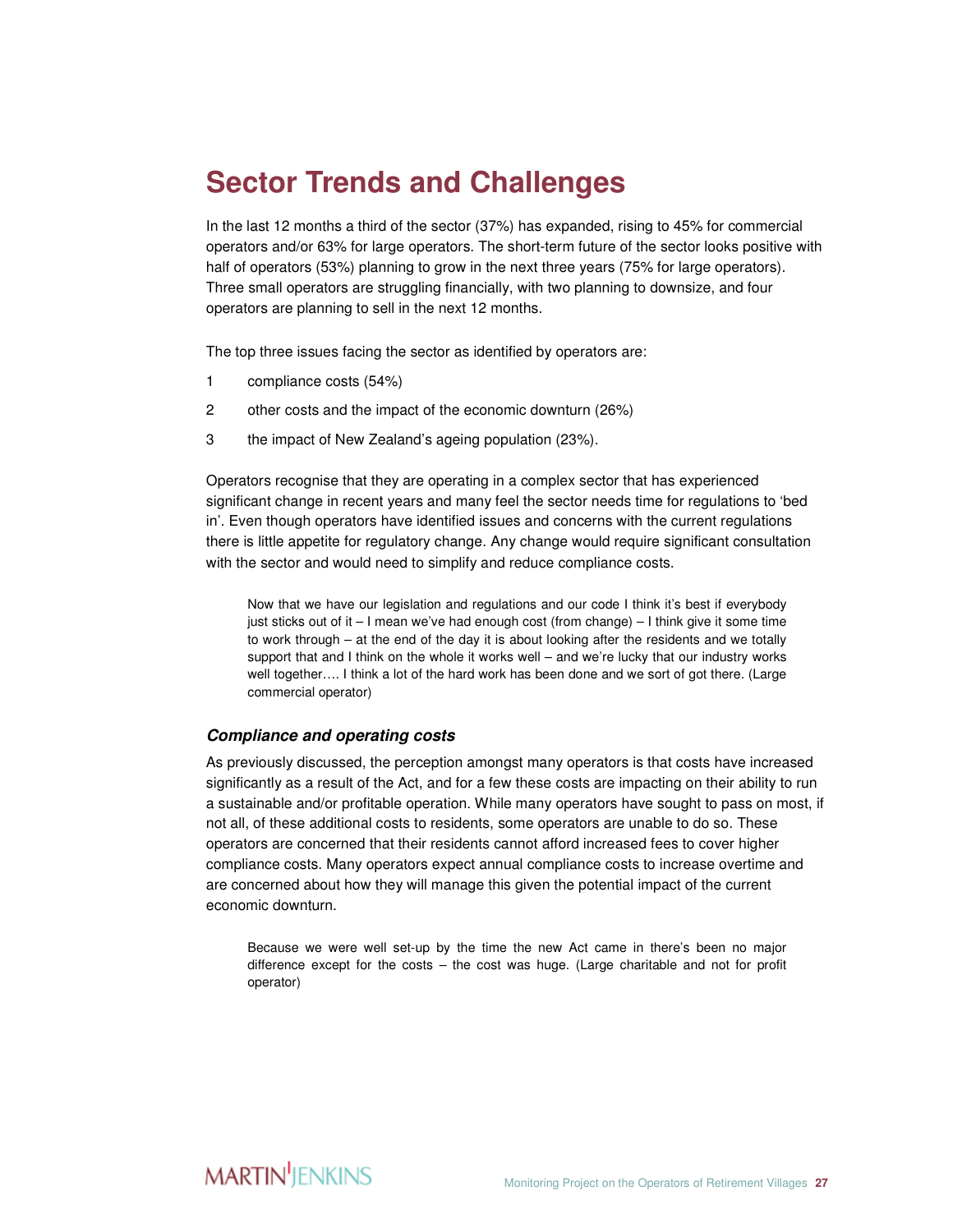# Sector Trends and Challenges

In the last 12 months a third of the sector (37%) has expanded, rising to 45% for commercial operators and/or 63% for large operators. The short-term future of the sector looks positive with half of operators (53%) planning to grow in the next three years (75% for large operators). Three small operators are struggling financially, with two planning to downsize, and four operators are planning to sell in the next 12 months.

The top three issues facing the sector as identified by operators are:

1. compliance costs (54%)
2. other costs and the impact of the economic downturn (26%)
3. the impact of New Zealand's ageing population (23%).

Operators recognise that they are operating in a complex sector that has experienced significant change in recent years and many feel the sector needs time for regulations to 'bed in'. Even though operators have identified issues and concerns with the current regulations there is little appetite for regulatory change. Any change would require significant consultation with the sector and would need to simplify and reduce compliance costs.

> Now that we have our legislation and regulations and our code I think it's best if everybody just sticks out of it – I mean we've had enough cost (from change) – I think give it some time to work through – at the end of the day it is about looking after the residents and we totally support that and I think on the whole it works well – and we're lucky that our industry works well together…. I think a lot of the hard work has been done and we sort of got there. (Large commercial operator)

### *Compliance and operating costs*

As previously discussed, the perception amongst many operators is that costs have increased significantly as a result of the Act, and for a few these costs are impacting on their ability to run a sustainable and/or profitable operation. While many operators have sought to pass on most, if not all, of these additional costs to residents, some operators are unable to do so. These operators are concerned that their residents cannot afford increased fees to cover higher compliance costs. Many operators expect annual compliance costs to increase overtime and are concerned about how they will manage this given the potential impact of the current economic downturn.

> Because we were well set-up by the time the new Act came in there's been no major difference except for the costs – the cost was huge. (Large charitable and not for profit operator)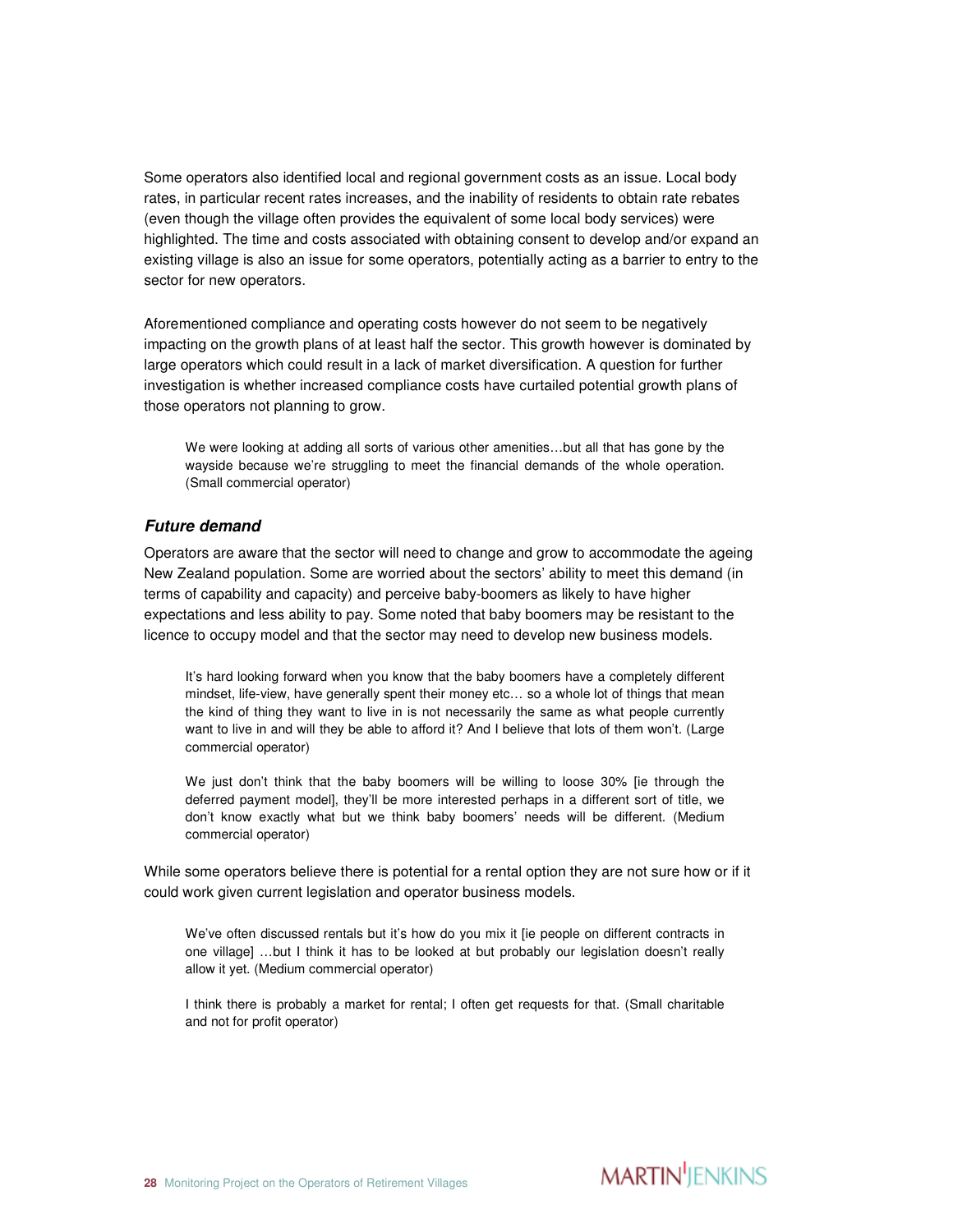Some operators also identified local and regional government costs as an issue. Local body rates, in particular recent rates increases, and the inability of residents to obtain rate rebates (even though the village often provides the equivalent of some local body services) were highlighted. The time and costs associated with obtaining consent to develop and/or expand an existing village is also an issue for some operators, potentially acting as a barrier to entry to the sector for new operators.

Aforementioned compliance and operating costs however do not seem to be negatively impacting on the growth plans of at least half the sector. This growth however is dominated by large operators which could result in a lack of market diversification. A question for further investigation is whether increased compliance costs have curtailed potential growth plans of those operators not planning to grow.

> We were looking at adding all sorts of various other amenities…but all that has gone by the wayside because we're struggling to meet the financial demands of the whole operation. (Small commercial operator)

### *Future demand*

Operators are aware that the sector will need to change and grow to accommodate the ageing New Zealand population. Some are worried about the sectors' ability to meet this demand (in terms of capability and capacity) and perceive baby-boomers as likely to have higher expectations and less ability to pay. Some noted that baby boomers may be resistant to the licence to occupy model and that the sector may need to develop new business models.

> It's hard looking forward when you know that the baby boomers have a completely different mindset, life-view, have generally spent their money etc… so a whole lot of things that mean the kind of thing they want to live in is not necessarily the same as what people currently want to live in and will they be able to afford it? And I believe that lots of them won't. (Large commercial operator)

> We just don't think that the baby boomers will be willing to loose 30% [ie through the deferred payment model], they'll be more interested perhaps in a different sort of title, we don't know exactly what but we think baby boomers' needs will be different. (Medium commercial operator)

While some operators believe there is potential for a rental option they are not sure how or if it could work given current legislation and operator business models.

> We've often discussed rentals but it's how do you mix it [ie people on different contracts in one village] …but I think it has to be looked at but probably our legislation doesn't really allow it yet. (Medium commercial operator)

> I think there is probably a market for rental; I often get requests for that. (Small charitable and not for profit operator)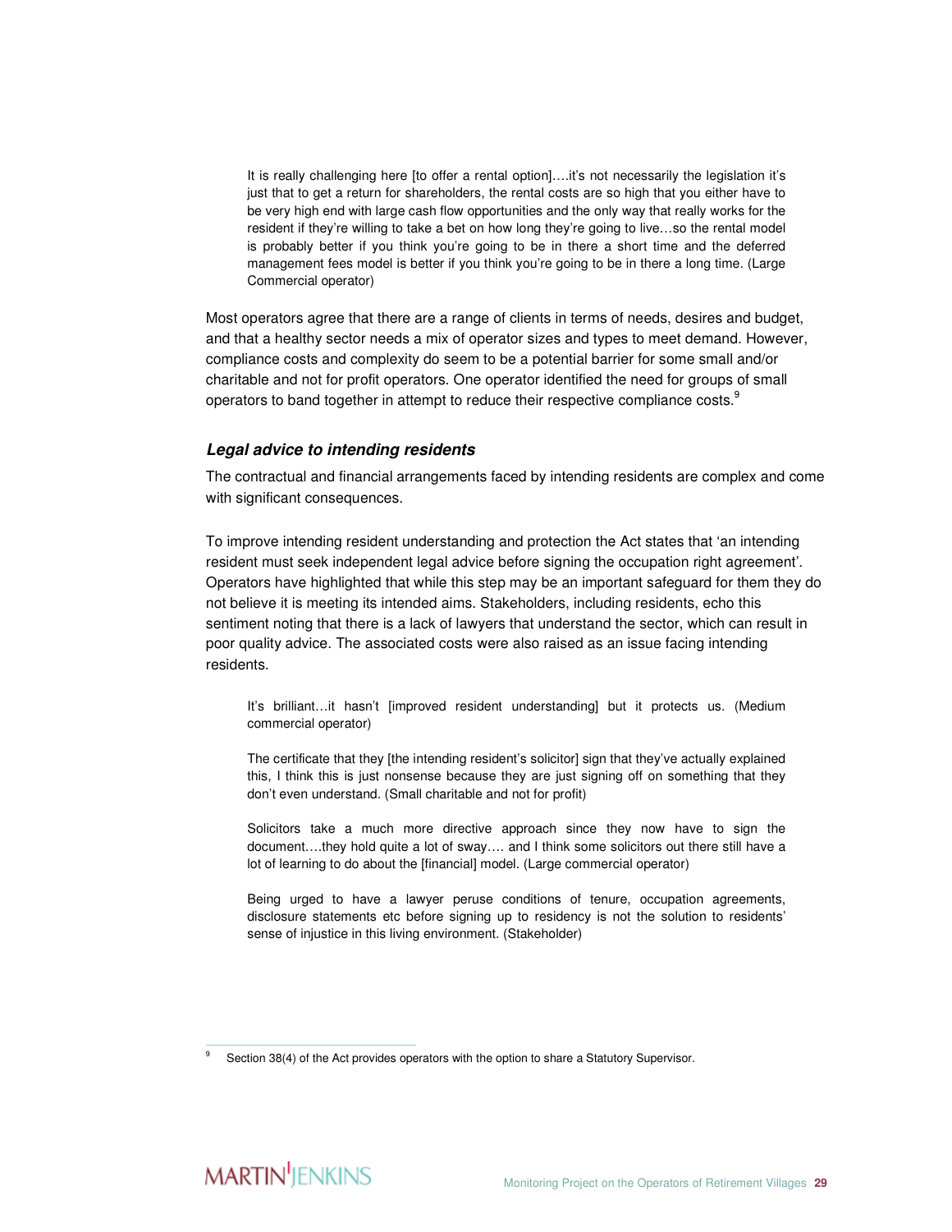> It is really challenging here [to offer a rental option]….it's not necessarily the legislation it's just that to get a return for shareholders, the rental costs are so high that you either have to be very high end with large cash flow opportunities and the only way that really works for the resident if they're willing to take a bet on how long they're going to live…so the rental model is probably better if you think you're going to be in there a short time and the deferred management fees model is better if you think you're going to be in there a long time. (Large Commercial operator)

Most operators agree that there are a range of clients in terms of needs, desires and budget, and that a healthy sector needs a mix of operator sizes and types to meet demand. However, compliance costs and complexity do seem to be a potential barrier for some small and/or charitable and not for profit operators. One operator identified the need for groups of small operators to band together in attempt to reduce their respective compliance costs.[9]

### *Legal advice to intending residents*

The contractual and financial arrangements faced by intending residents are complex and come with significant consequences.

To improve intending resident understanding and protection the Act states that 'an intending resident must seek independent legal advice before signing the occupation right agreement'. Operators have highlighted that while this step may be an important safeguard for them they do not believe it is meeting its intended aims. Stakeholders, including residents, echo this sentiment noting that there is a lack of lawyers that understand the sector, which can result in poor quality advice. The associated costs were also raised as an issue facing intending residents.

> It's brilliant…it hasn't [improved resident understanding] but it protects us. (Medium commercial operator)

> The certificate that they [the intending resident's solicitor] sign that they've actually explained this, I think this is just nonsense because they are just signing off on something that they don't even understand. (Small charitable and not for profit)

> Solicitors take a much more directive approach since they now have to sign the document….they hold quite a lot of sway…. and I think some solicitors out there still have a lot of learning to do about the [financial] model. (Large commercial operator)

> Being urged to have a lawyer peruse conditions of tenure, occupation agreements, disclosure statements etc before signing up to residency is not the solution to residents' sense of injustice in this living environment. (Stakeholder)

---

[9] Section 38(4) of the Act provides operators with the option to share a Statutory Supervisor.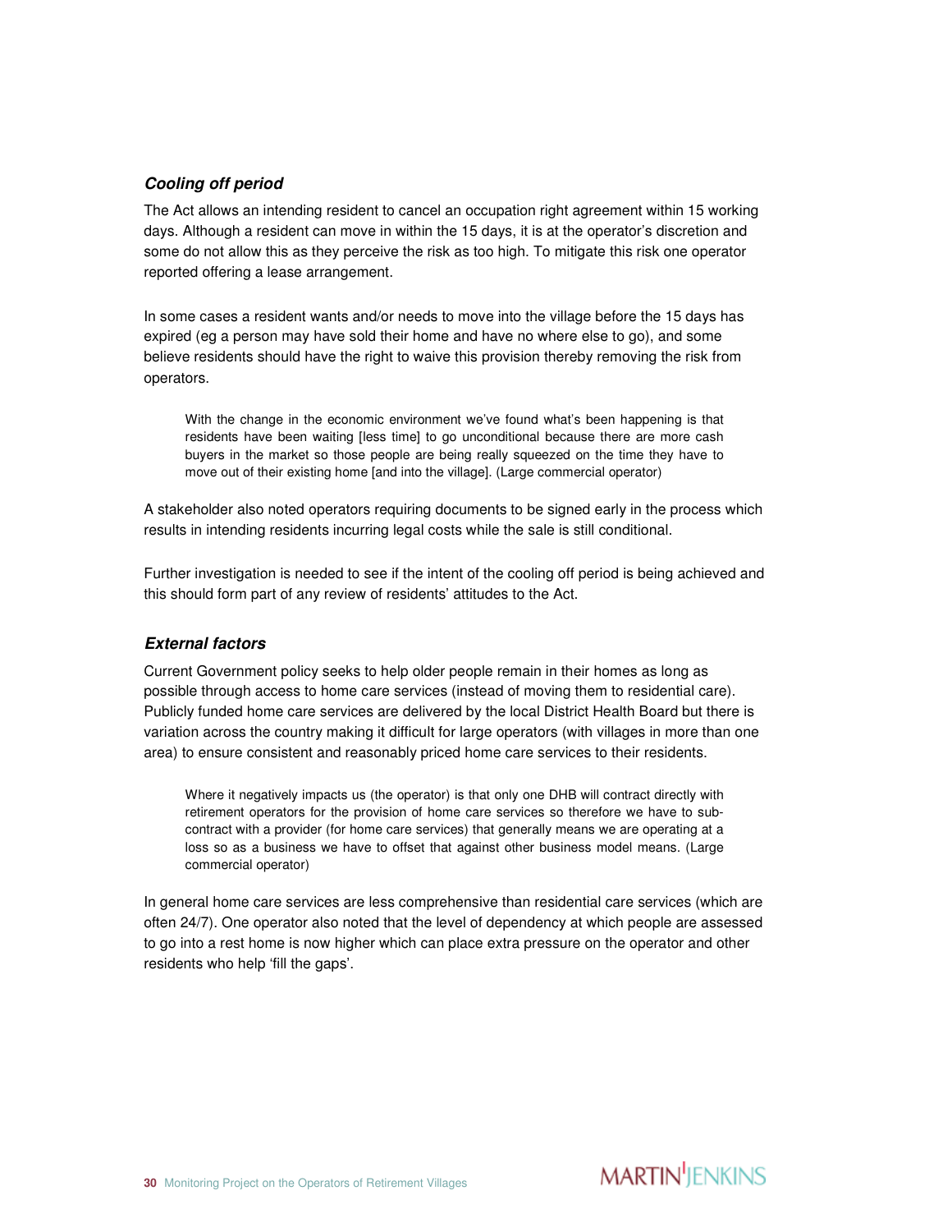### *Cooling off period*

The Act allows an intending resident to cancel an occupation right agreement within 15 working days. Although a resident can move in within the 15 days, it is at the operator's discretion and some do not allow this as they perceive the risk as too high. To mitigate this risk one operator reported offering a lease arrangement.

In some cases a resident wants and/or needs to move into the village before the 15 days has expired (eg a person may have sold their home and have no where else to go), and some believe residents should have the right to waive this provision thereby removing the risk from operators.

> With the change in the economic environment we've found what's been happening is that residents have been waiting [less time] to go unconditional because there are more cash buyers in the market so those people are being really squeezed on the time they have to move out of their existing home [and into the village]. (Large commercial operator)

A stakeholder also noted operators requiring documents to be signed early in the process which results in intending residents incurring legal costs while the sale is still conditional.

Further investigation is needed to see if the intent of the cooling off period is being achieved and this should form part of any review of residents' attitudes to the Act.

### *External factors*

Current Government policy seeks to help older people remain in their homes as long as possible through access to home care services (instead of moving them to residential care). Publicly funded home care services are delivered by the local District Health Board but there is variation across the country making it difficult for large operators (with villages in more than one area) to ensure consistent and reasonably priced home care services to their residents.

> Where it negatively impacts us (the operator) is that only one DHB will contract directly with retirement operators for the provision of home care services so therefore we have to sub-contract with a provider (for home care services) that generally means we are operating at a loss so as a business we have to offset that against other business model means. (Large commercial operator)

In general home care services are less comprehensive than residential care services (which are often 24/7). One operator also noted that the level of dependency at which people are assessed to go into a rest home is now higher which can place extra pressure on the operator and other residents who help 'fill the gaps'.